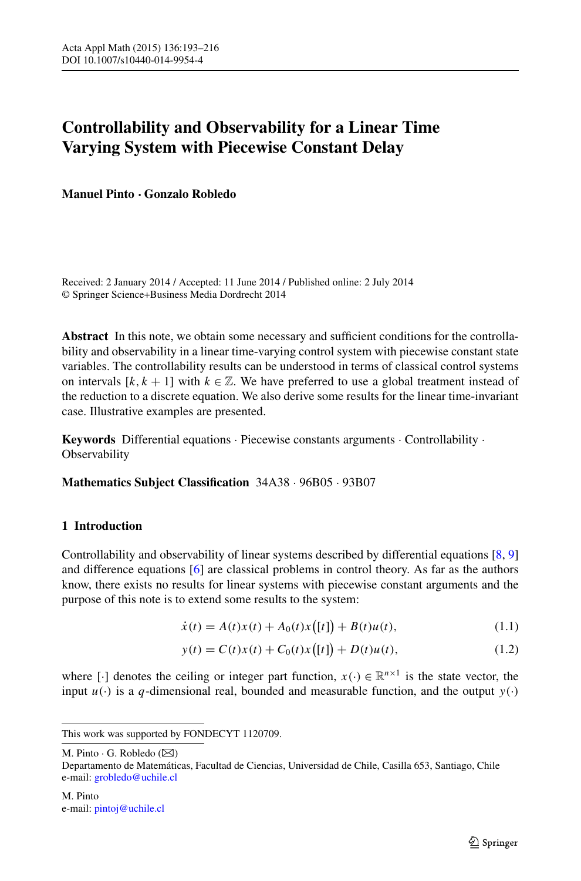# Controllability and Observability for a Linear Time Varying System with Piecewise Constant Delay

**Manuel Pinto · Gonzalo Robledo**

Received: 2 January 2014 / Accepted: 11 June 2014 / Published online: 2 July 2014
© Springer Science+Business Media Dordrecht 2014

**Abstract** In this note, we obtain some necessary and sufficient conditions for the controllability and observability in a linear time-varying control system with piecewise constant state variables. The controllability results can be understood in terms of classical control systems on intervals $[k, k+1]$ with $k \in \mathbb{Z}$. We have preferred to use a global treatment instead of the reduction to a discrete equation. We also derive some results for the linear time-invariant case. Illustrative examples are presented.

**Keywords** Differential equations · Piecewise constants arguments · Controllability · Observability

**Mathematics Subject Classification** 34A38 · 96B05 · 93B07

## 1 Introduction

Controllability and observability of linear systems described by differential equations [8, 9] and difference equations [6] are classical problems in control theory. As far as the authors know, there exists no results for linear systems with piecewise constant arguments and the purpose of this note is to extend some results to the system:

$$\dot{x}(t) = A(t)x(t) + A_0(t)x([t]) + B(t)u(t), \tag{1.1}$$

$$y(t) = C(t)x(t) + C_0(t)x([t]) + D(t)u(t), \tag{1.2}$$

where $[\cdot]$ denotes the ceiling or integer part function, $x(\cdot) \in \mathbb{R}^{n\times 1}$ is the state vector, the input $u(\cdot)$ is a $q$-dimensional real, bounded and measurable function, and the output $y(\cdot)$

This work was supported by FONDECYT 1120709.

M. Pinto · G. Robledo (✉)
Departamento de Matemáticas, Facultad de Ciencias, Universidad de Chile, Casilla 653, Santiago, Chile
e-mail: grobledo@uchile.cl

M. Pinto
e-mail: pintoj@uchile.cl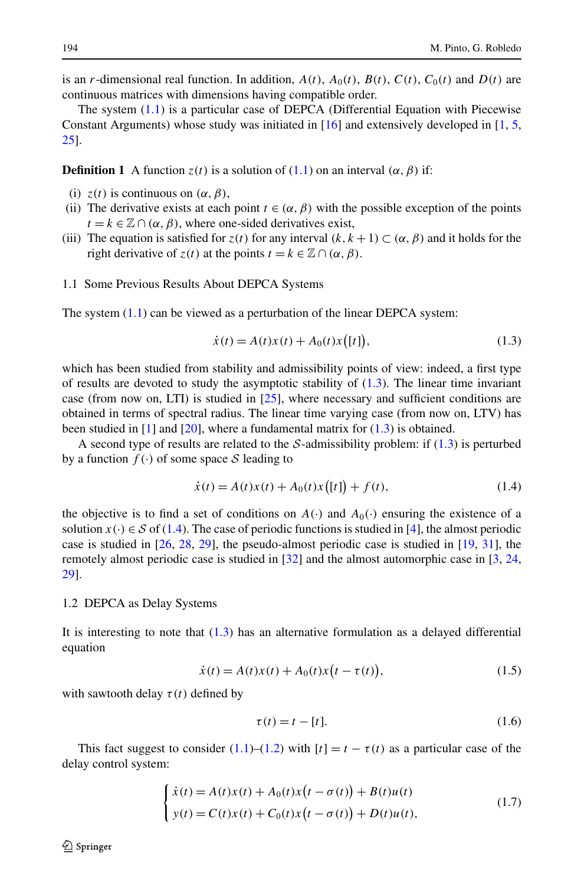is an $r$-dimensional real function. In addition, $A(t)$, $A_0(t)$, $B(t)$, $C(t)$, $C_0(t)$ and $D(t)$ are continuous matrices with dimensions having compatible order.

The system (1.1) is a particular case of DEPCA (Differential Equation with Piecewise Constant Arguments) whose study was initiated in [16] and extensively developed in [1, 5, 25].

**Definition 1** A function $z(t)$ is a solution of (1.1) on an interval $(\alpha, \beta)$ if:

(i) $z(t)$ is continuous on $(\alpha, \beta)$,

(ii) The derivative exists at each point $t \in (\alpha, \beta)$ with the possible exception of the points $t = k \in \mathbb{Z} \cap (\alpha, \beta)$, where one-sided derivatives exist,

(iii) The equation is satisfied for $z(t)$ for any interval $(k, k+1) \subset (\alpha, \beta)$ and it holds for the right derivative of $z(t)$ at the points $t = k \in \mathbb{Z} \cap (\alpha, \beta)$.

### 1.1 Some Previous Results About DEPCA Systems

The system (1.1) can be viewed as a perturbation of the linear DEPCA system:

$$\dot{x}(t) = A(t)x(t) + A_0(t)x\big([t]\big), \tag{1.3}$$

which has been studied from stability and admissibility points of view: indeed, a first type of results are devoted to study the asymptotic stability of (1.3). The linear time invariant case (from now on, LTI) is studied in [25], where necessary and sufficient conditions are obtained in terms of spectral radius. The linear time varying case (from now on, LTV) has been studied in [1] and [20], where a fundamental matrix for (1.3) is obtained.

A second type of results are related to the $\mathcal{S}$-admissibility problem: if (1.3) is perturbed by a function $f(\cdot)$ of some space $\mathcal{S}$ leading to

$$\dot{x}(t) = A(t)x(t) + A_0(t)x\big([t]\big) + f(t), \tag{1.4}$$

the objective is to find a set of conditions on $A(\cdot)$ and $A_0(\cdot)$ ensuring the existence of a solution $x(\cdot) \in \mathcal{S}$ of (1.4). The case of periodic functions is studied in [4], the almost periodic case is studied in [26, 28, 29], the pseudo-almost periodic case is studied in [19, 31], the remotely almost periodic case is studied in [32] and the almost automorphic case in [3, 24, 29].

### 1.2 DEPCA as Delay Systems

It is interesting to note that (1.3) has an alternative formulation as a delayed differential equation

$$\dot{x}(t) = A(t)x(t) + A_0(t)x\big(t - \tau(t)\big), \tag{1.5}$$

with sawtooth delay $\tau(t)$ defined by

$$\tau(t) = t - [t]. \tag{1.6}$$

This fact suggest to consider (1.1)–(1.2) with $[t] = t - \tau(t)$ as a particular case of the delay control system:

$$\begin{cases} \dot{x}(t) = A(t)x(t) + A_0(t)x\big(t - \sigma(t)\big) + B(t)u(t) \\ y(t) = C(t)x(t) + C_0(t)x\big(t - \sigma(t)\big) + D(t)u(t), \end{cases} \tag{1.7}$$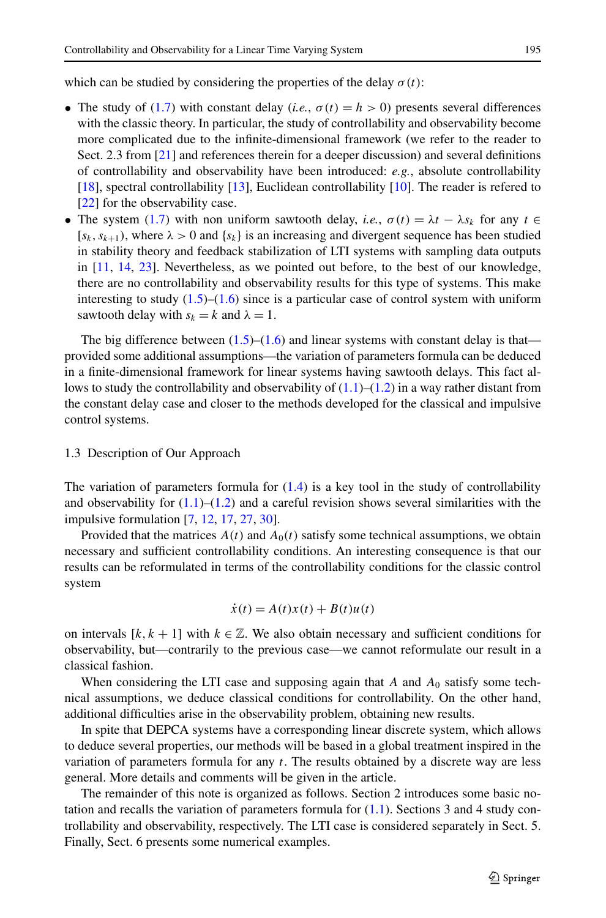which can be studied by considering the properties of the delay $\sigma(t)$:

- The study of (1.7) with constant delay (*i.e.*, $\sigma(t) = h > 0$) presents several differences with the classic theory. In particular, the study of controllability and observability become more complicated due to the infinite-dimensional framework (we refer to the reader to Sect. 2.3 from [21] and references therein for a deeper discussion) and several definitions of controllability and observability have been introduced: *e.g.*, absolute controllability [18], spectral controllability [13], Euclidean controllability [10]. The reader is refered to [22] for the observability case.
- The system (1.7) with non uniform sawtooth delay, *i.e.*, $\sigma(t) = \lambda t - \lambda s_k$ for any $t \in [s_k, s_{k+1})$, where $\lambda > 0$ and $\{s_k\}$ is an increasing and divergent sequence has been studied in stability theory and feedback stabilization of LTI systems with sampling data outputs in [11, 14, 23]. Nevertheless, as we pointed out before, to the best of our knowledge, there are no controllability and observability results for this type of systems. This make interesting to study (1.5)–(1.6) since is a particular case of control system with uniform sawtooth delay with $s_k = k$ and $\lambda = 1$.

The big difference between (1.5)–(1.6) and linear systems with constant delay is that—provided some additional assumptions—the variation of parameters formula can be deduced in a finite-dimensional framework for linear systems having sawtooth delays. This fact allows to study the controllability and observability of (1.1)–(1.2) in a way rather distant from the constant delay case and closer to the methods developed for the classical and impulsive control systems.

### 1.3 Description of Our Approach

The variation of parameters formula for (1.4) is a key tool in the study of controllability and observability for (1.1)–(1.2) and a careful revision shows several similarities with the impulsive formulation [7, 12, 17, 27, 30].

Provided that the matrices $A(t)$ and $A_0(t)$ satisfy some technical assumptions, we obtain necessary and sufficient controllability conditions. An interesting consequence is that our results can be reformulated in terms of the controllability conditions for the classic control system

$$\dot{x}(t) = A(t)x(t) + B(t)u(t)$$

on intervals $[k, k+1]$ with $k \in \mathbb{Z}$. We also obtain necessary and sufficient conditions for observability, but—contrarily to the previous case—we cannot reformulate our result in a classical fashion.

When considering the LTI case and supposing again that $A$ and $A_0$ satisfy some technical assumptions, we deduce classical conditions for controllability. On the other hand, additional difficulties arise in the observability problem, obtaining new results.

In spite that DEPCA systems have a corresponding linear discrete system, which allows to deduce several properties, our methods will be based in a global treatment inspired in the variation of parameters formula for any $t$. The results obtained by a discrete way are less general. More details and comments will be given in the article.

The remainder of this note is organized as follows. Section 2 introduces some basic notation and recalls the variation of parameters formula for (1.1). Sections 3 and 4 study controllability and observability, respectively. The LTI case is considered separately in Sect. 5. Finally, Sect. 6 presents some numerical examples.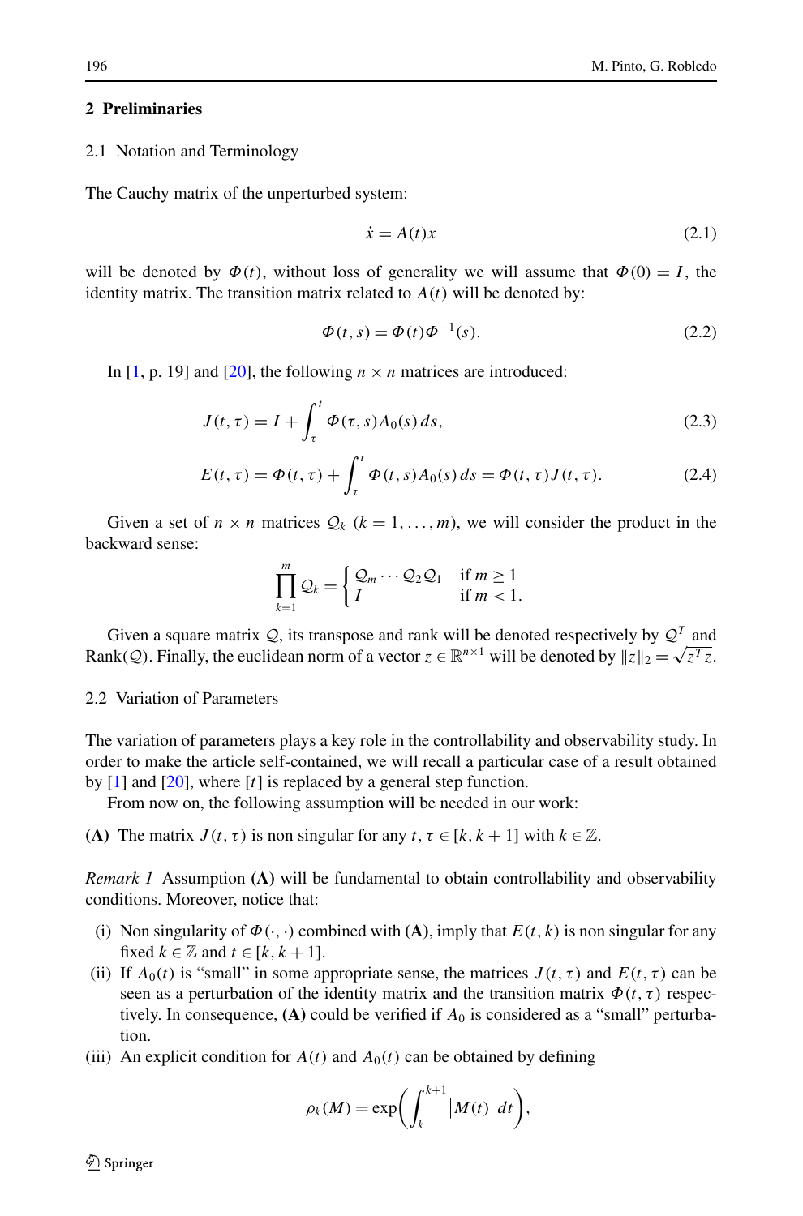## 2 Preliminaries

### 2.1 Notation and Terminology

The Cauchy matrix of the unperturbed system:

$$\dot{x} = A(t)x \tag{2.1}$$

will be denoted by $\Phi(t)$, without loss of generality we will assume that $\Phi(0) = I$, the identity matrix. The transition matrix related to $A(t)$ will be denoted by:

$$\Phi(t,s) = \Phi(t)\Phi^{-1}(s). \tag{2.2}$$

In [1, p. 19] and [20], the following $n \times n$ matrices are introduced:

$$J(t,\tau) = I + \int_{\tau}^{t} \Phi(\tau,s)A_0(s)\,ds, \tag{2.3}$$

$$E(t,\tau) = \Phi(t,\tau) + \int_{\tau}^{t} \Phi(t,s)A_0(s)\,ds = \Phi(t,\tau)J(t,\tau). \tag{2.4}$$

Given a set of $n \times n$ matrices $\mathcal{Q}_k$ $(k = 1, \ldots, m)$, we will consider the product in the backward sense:

$$\prod_{k=1}^{m} \mathcal{Q}_k = \begin{cases} \mathcal{Q}_m \cdots \mathcal{Q}_2 \mathcal{Q}_1 & \text{if } m \geq 1 \\ I & \text{if } m < 1. \end{cases}$$

Given a square matrix $\mathcal{Q}$, its transpose and rank will be denoted respectively by $\mathcal{Q}^T$ and $\text{Rank}(\mathcal{Q})$. Finally, the euclidean norm of a vector $z \in \mathbb{R}^{n\times 1}$ will be denoted by $\|z\|_2 = \sqrt{z^T z}$.

### 2.2 Variation of Parameters

The variation of parameters plays a key role in the controllability and observability study. In order to make the article self-contained, we will recall a particular case of a result obtained by [1] and [20], where $[t]$ is replaced by a general step function.

From now on, the following assumption will be needed in our work:

**(A)** The matrix $J(t,\tau)$ is non singular for any $t, \tau \in [k, k+1]$ with $k \in \mathbb{Z}$.

*Remark 1* Assumption **(A)** will be fundamental to obtain controllability and observability conditions. Moreover, notice that:

- (i) Non singularity of $\Phi(\cdot,\cdot)$ combined with **(A)**, imply that $E(t,k)$ is non singular for any fixed $k \in \mathbb{Z}$ and $t \in [k, k+1]$.
- (ii) If $A_0(t)$ is "small" in some appropriate sense, the matrices $J(t,\tau)$ and $E(t,\tau)$ can be seen as a perturbation of the identity matrix and the transition matrix $\Phi(t,\tau)$ respectively. In consequence, **(A)** could be verified if $A_0$ is considered as a "small" perturbation.
- (iii) An explicit condition for $A(t)$ and $A_0(t)$ can be obtained by defining

$$\rho_k(M) = \exp\left(\int_k^{k+1} |M(t)|\,dt\right),$$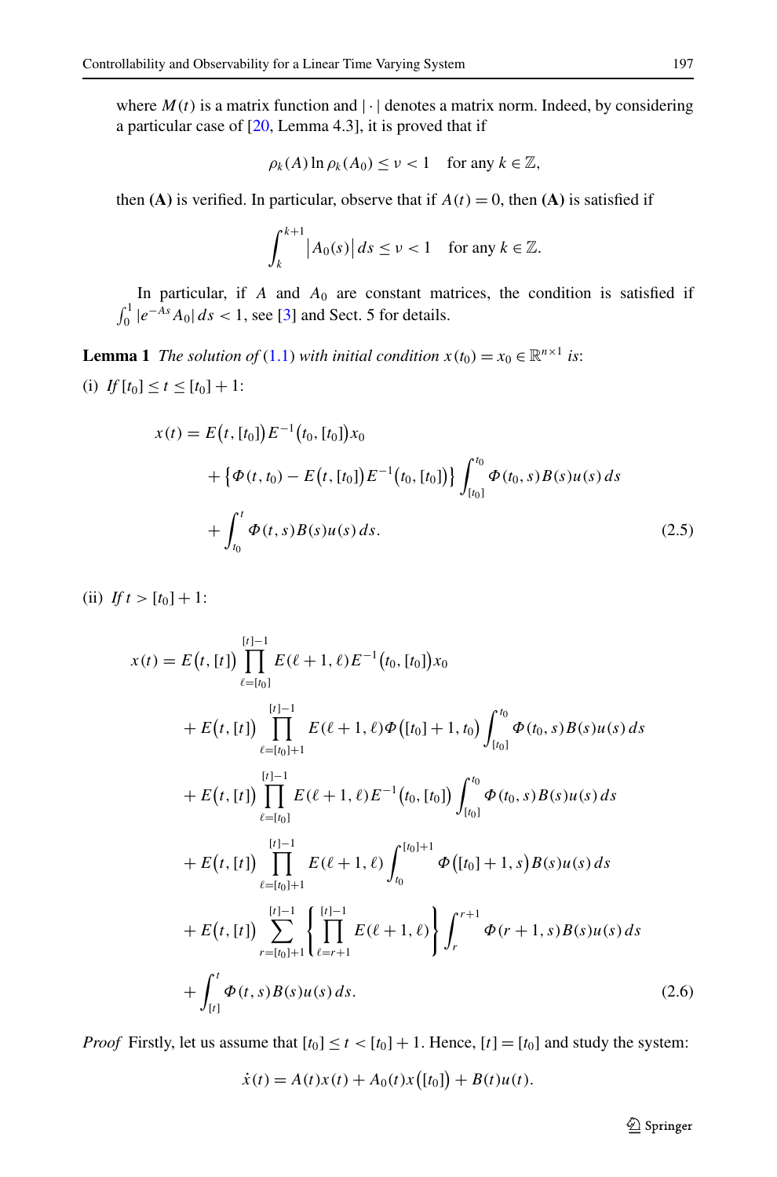where $M(t)$ is a matrix function and $|\cdot|$ denotes a matrix norm. Indeed, by considering a particular case of [20, Lemma 4.3], it is proved that if

$$\rho_k(A)\ln \rho_k(A_0) \le \nu < 1 \quad \text{for any } k \in \mathbb{Z},$$

then **(A)** is verified. In particular, observe that if $A(t) = 0$, then **(A)** is satisfied if

$$\int_k^{k+1} \big|A_0(s)\big|\,ds \le \nu < 1 \quad \text{for any } k \in \mathbb{Z}.$$

In particular, if $A$ and $A_0$ are constant matrices, the condition is satisfied if $\int_0^1 |e^{-As}A_0|\,ds < 1$, see [3] and Sect. 5 for details.

**Lemma 1** *The solution of* (1.1) *with initial condition* $x(t_0) = x_0 \in \mathbb{R}^{n\times 1}$ *is*:

(i) *If* $[t_0] \le t \le [t_0] + 1$:

$$\begin{aligned}
x(t) &= E\big(t,[t_0]\big)E^{-1}\big(t_0,[t_0]\big)x_0 \\
&\quad + \big\{\Phi(t,t_0) - E\big(t,[t_0]\big)E^{-1}\big(t_0,[t_0]\big)\big\}\int_{[t_0]}^{t_0}\Phi(t_0,s)B(s)u(s)\,ds \\
&\quad + \int_{t_0}^{t}\Phi(t,s)B(s)u(s)\,ds.
\end{aligned} \tag{2.5}$$

(ii) *If* $t > [t_0] + 1$:

$$\begin{aligned}
x(t) &= E\big(t,[t]\big)\prod_{\ell=[t_0]}^{[t]-1}E(\ell+1,\ell)E^{-1}\big(t_0,[t_0]\big)x_0 \\
&\quad + E\big(t,[t]\big)\prod_{\ell=[t_0]+1}^{[t]-1}E(\ell+1,\ell)\Phi\big([t_0]+1,t_0\big)\int_{[t_0]}^{t_0}\Phi(t_0,s)B(s)u(s)\,ds \\
&\quad + E\big(t,[t]\big)\prod_{\ell=[t_0]}^{[t]-1}E(\ell+1,\ell)E^{-1}\big(t_0,[t_0]\big)\int_{[t_0]}^{t_0}\Phi(t_0,s)B(s)u(s)\,ds \\
&\quad + E\big(t,[t]\big)\prod_{\ell=[t_0]+1}^{[t]-1}E(\ell+1,\ell)\int_{t_0}^{[t_0]+1}\Phi\big([t_0]+1,s\big)B(s)u(s)\,ds \\
&\quad + E\big(t,[t]\big)\sum_{r=[t_0]+1}^{[t]-1}\left\{\prod_{\ell=r+1}^{[t]-1}E(\ell+1,\ell)\right\}\int_r^{r+1}\Phi(r+1,s)B(s)u(s)\,ds \\
&\quad + \int_{[t]}^{t}\Phi(t,s)B(s)u(s)\,ds.
\end{aligned} \tag{2.6}$$

*Proof* Firstly, let us assume that $[t_0] \le t < [t_0] + 1$. Hence, $[t] = [t_0]$ and study the system:

$$\dot{x}(t) = A(t)x(t) + A_0(t)x\big([t_0]\big) + B(t)u(t).$$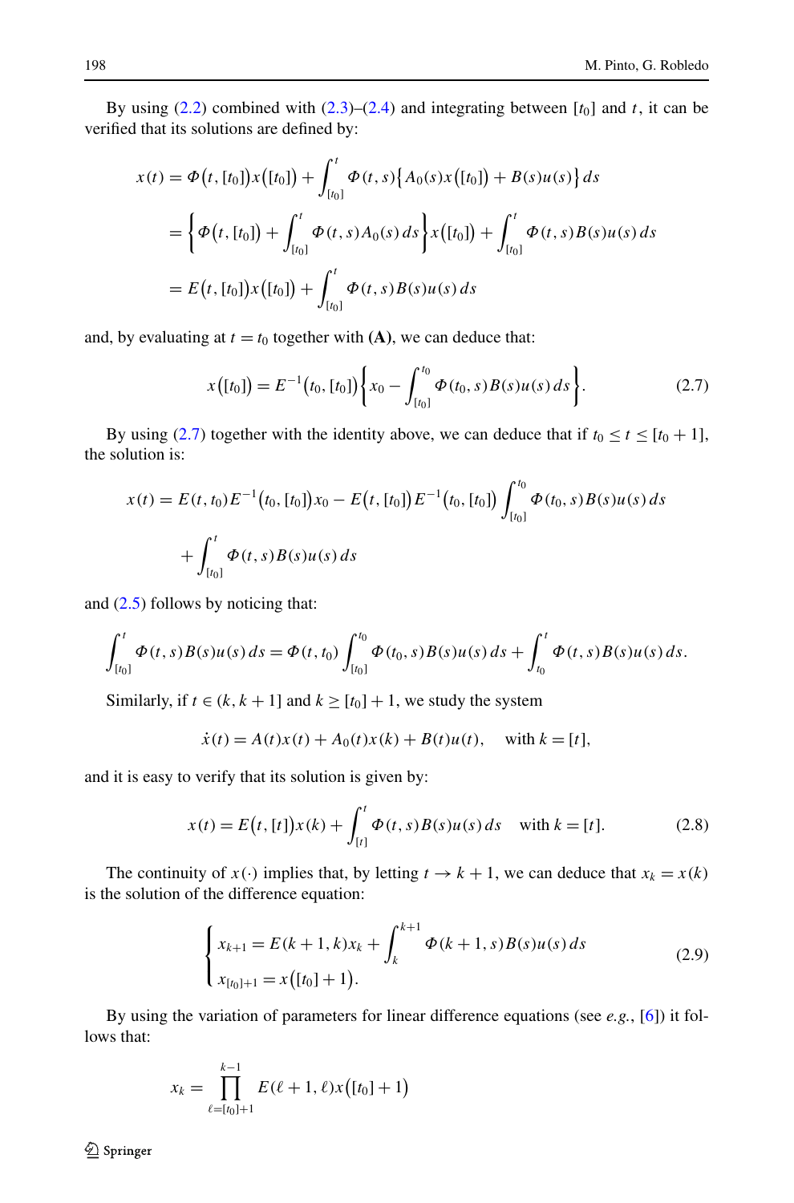By using (2.2) combined with (2.3)–(2.4) and integrating between $[t_0]$ and $t$, it can be verified that its solutions are defined by:

$$
\begin{aligned}
x(t) &= \Phi\big(t,[t_0]\big)x\big([t_0]\big) + \int_{[t_0]}^{t} \Phi(t,s)\big\{A_0(s)x\big([t_0]\big) + B(s)u(s)\big\}\,ds \\
&= \bigg\{\Phi\big(t,[t_0]\big) + \int_{[t_0]}^{t} \Phi(t,s)A_0(s)\,ds\bigg\}x\big([t_0]\big) + \int_{[t_0]}^{t} \Phi(t,s)B(s)u(s)\,ds \\
&= E\big(t,[t_0]\big)x\big([t_0]\big) + \int_{[t_0]}^{t} \Phi(t,s)B(s)u(s)\,ds
\end{aligned}
$$

and, by evaluating at $t = t_0$ together with **(A)**, we can deduce that:

$$
x\big([t_0]\big) = E^{-1}\big(t_0,[t_0]\big)\bigg\{x_0 - \int_{[t_0]}^{t_0} \Phi(t_0,s)B(s)u(s)\,ds\bigg\}. \tag{2.7}
$$

By using (2.7) together with the identity above, we can deduce that if $t_0 \le t \le [t_0+1]$, the solution is:

$$
\begin{aligned}
x(t) = {} & E(t,t_0)E^{-1}\big(t_0,[t_0]\big)x_0 - E\big(t,[t_0]\big)E^{-1}\big(t_0,[t_0]\big)\int_{[t_0]}^{t_0} \Phi(t_0,s)B(s)u(s)\,ds \\
& + \int_{[t_0]}^{t} \Phi(t,s)B(s)u(s)\,ds
\end{aligned}
$$

and (2.5) follows by noticing that:

$$
\int_{[t_0]}^{t} \Phi(t,s)B(s)u(s)\,ds = \Phi(t,t_0)\int_{[t_0]}^{t_0} \Phi(t_0,s)B(s)u(s)\,ds + \int_{t_0}^{t} \Phi(t,s)B(s)u(s)\,ds.
$$

Similarly, if $t \in (k,k+1]$ and $k \ge [t_0]+1$, we study the system

$$
\dot{x}(t) = A(t)x(t) + A_0(t)x(k) + B(t)u(t), \quad \text{with } k = [t],
$$

and it is easy to verify that its solution is given by:

$$
x(t) = E\big(t,[t]\big)x(k) + \int_{[t]}^{t} \Phi(t,s)B(s)u(s)\,ds \quad \text{with } k = [t]. \tag{2.8}
$$

The continuity of $x(\cdot)$ implies that, by letting $t \to k+1$, we can deduce that $x_k = x(k)$ is the solution of the difference equation:

$$
\begin{cases}
x_{k+1} = E(k+1,k)x_k + \displaystyle\int_{k}^{k+1} \Phi(k+1,s)B(s)u(s)\,ds \\
x_{[t_0]+1} = x\big([t_0]+1\big).
\end{cases} \tag{2.9}
$$

By using the variation of parameters for linear difference equations (see *e.g.*, [6]) it follows that:

$$
x_k = \prod_{\ell=[t_0]+1}^{k-1} E(\ell+1,\ell)x\big([t_0]+1\big)
$$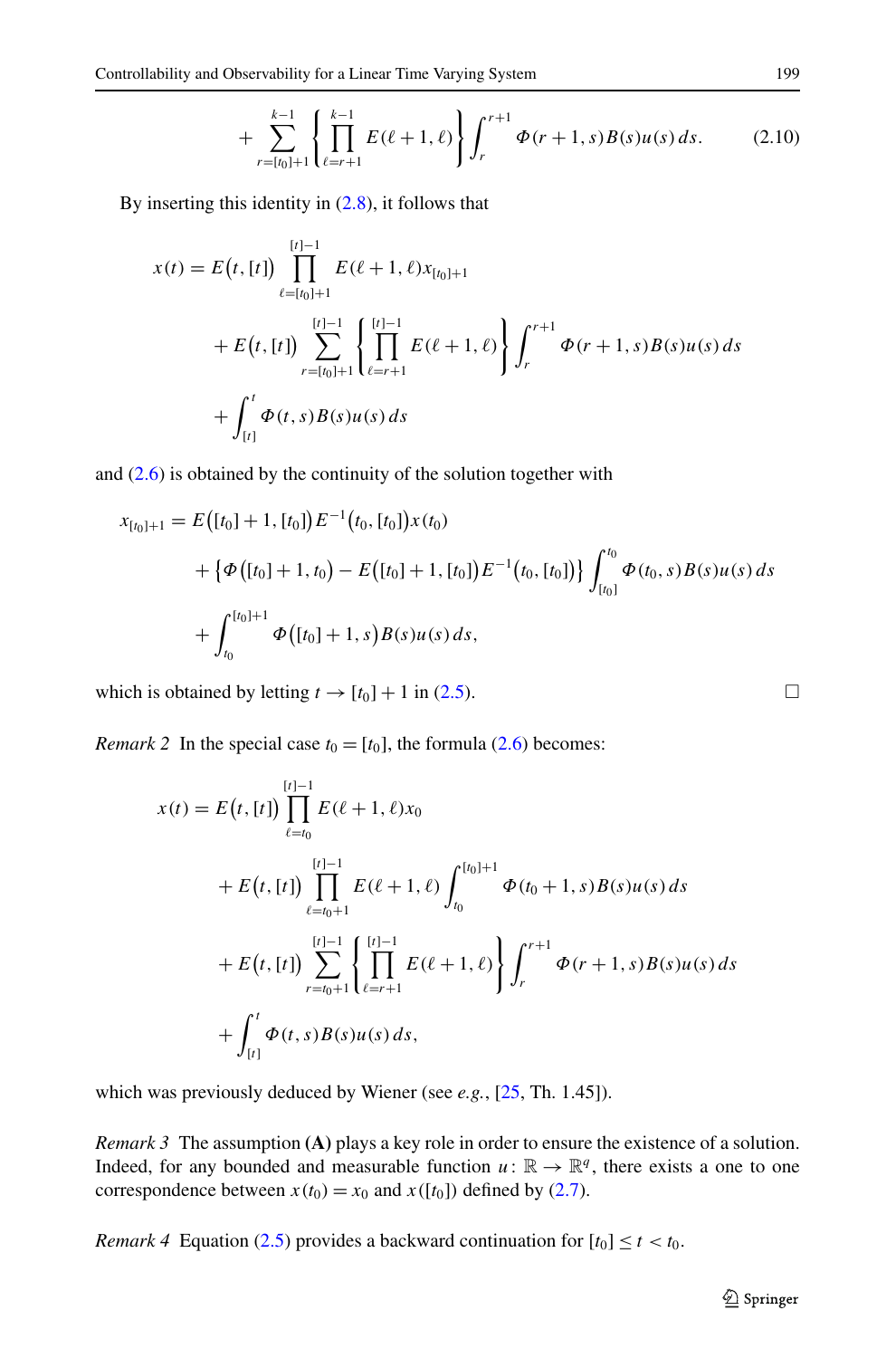$$+\sum_{r=[t_0]+1}^{k-1}\left\{\prod_{\ell=r+1}^{k-1}E(\ell+1,\ell)\right\}\int_r^{r+1}\Phi(r+1,s)B(s)u(s)\,ds. \tag{2.10}$$

By inserting this identity in (2.8), it follows that

$$\begin{aligned}
x(t) &= E\big(t,[t]\big)\prod_{\ell=[t_0]+1}^{[t]-1}E(\ell+1,\ell)x_{[t_0]+1}\\
&\quad + E\big(t,[t]\big)\sum_{r=[t_0]+1}^{[t]-1}\left\{\prod_{\ell=r+1}^{[t]-1}E(\ell+1,\ell)\right\}\int_r^{r+1}\Phi(r+1,s)B(s)u(s)\,ds\\
&\quad + \int_{[t]}^{t}\Phi(t,s)B(s)u(s)\,ds
\end{aligned}$$

and (2.6) is obtained by the continuity of the solution together with

$$\begin{aligned}
x_{[t_0]+1} &= E\big([t_0]+1,[t_0]\big)E^{-1}\big(t_0,[t_0]\big)x(t_0)\\
&\quad + \Big\{\Phi\big([t_0]+1,t_0\big) - E\big([t_0]+1,[t_0]\big)E^{-1}\big(t_0,[t_0]\big)\Big\}\int_{[t_0]}^{t_0}\Phi(t_0,s)B(s)u(s)\,ds\\
&\quad + \int_{t_0}^{[t_0]+1}\Phi\big([t_0]+1,s\big)B(s)u(s)\,ds,
\end{aligned}$$

which is obtained by letting $t\to[t_0]+1$ in (2.5). □

*Remark 2* In the special case $t_0=[t_0]$, the formula (2.6) becomes:

$$\begin{aligned}
x(t) &= E\big(t,[t]\big)\prod_{\ell=t_0}^{[t]-1}E(\ell+1,\ell)x_0\\
&\quad + E\big(t,[t]\big)\prod_{\ell=t_0+1}^{[t]-1}E(\ell+1,\ell)\int_{t_0}^{[t_0]+1}\Phi(t_0+1,s)B(s)u(s)\,ds\\
&\quad + E\big(t,[t]\big)\sum_{r=t_0+1}^{[t]-1}\left\{\prod_{\ell=r+1}^{[t]-1}E(\ell+1,\ell)\right\}\int_r^{r+1}\Phi(r+1,s)B(s)u(s)\,ds\\
&\quad + \int_{[t]}^{t}\Phi(t,s)B(s)u(s)\,ds,
\end{aligned}$$

which was previously deduced by Wiener (see *e.g.*, [25, Th. 1.45]).

*Remark 3* The assumption **(A)** plays a key role in order to ensure the existence of a solution. Indeed, for any bounded and measurable function $u\colon\mathbb{R}\to\mathbb{R}^q$, there exists a one to one correspondence between $x(t_0)=x_0$ and $x([t_0])$ defined by (2.7).

*Remark 4* Equation (2.5) provides a backward continuation for $[t_0]\le t<t_0$.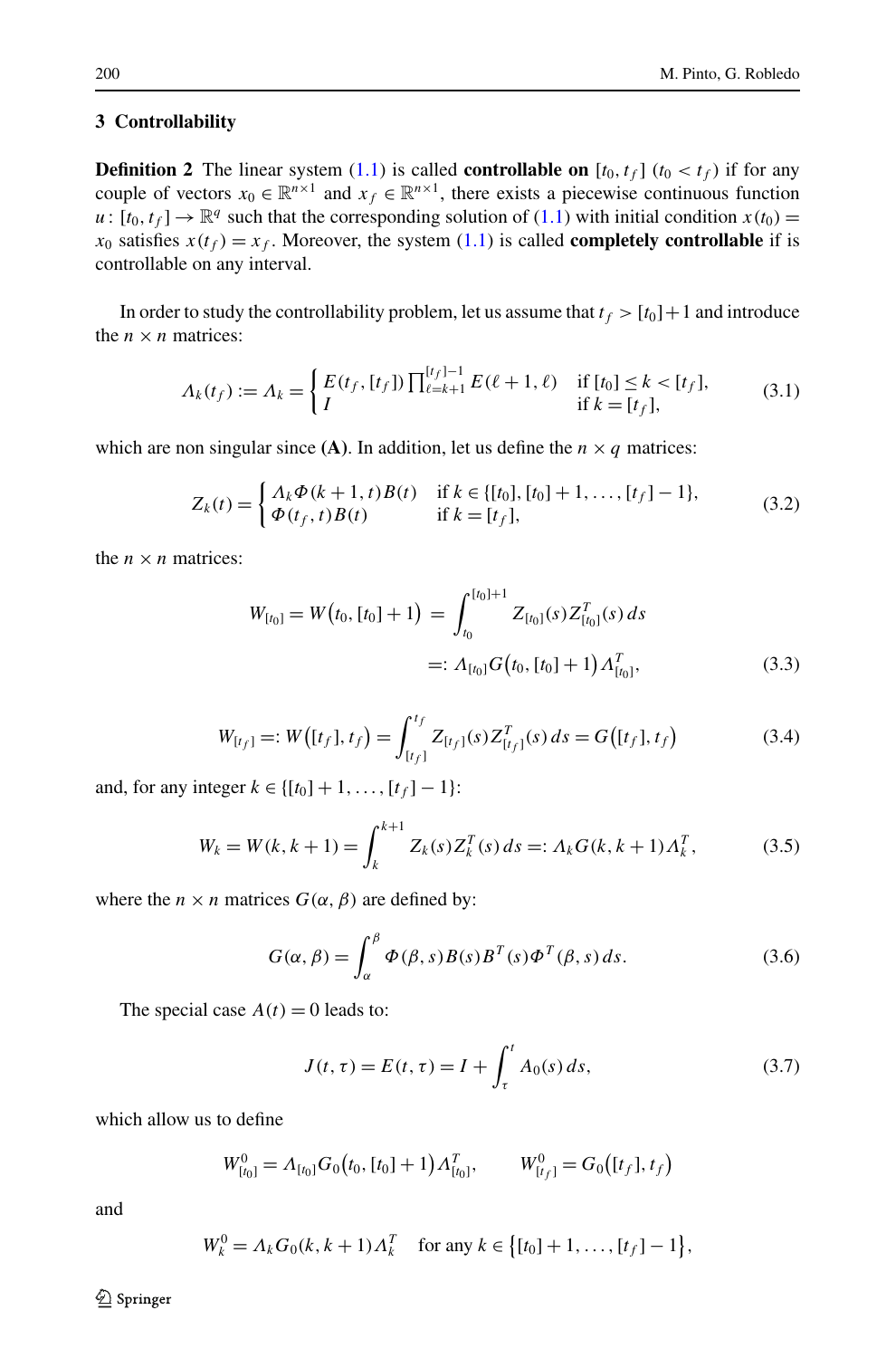## 3 Controllability

**Definition 2** The linear system (1.1) is called **controllable on** $[t_0, t_f]$ $(t_0 < t_f)$ if for any couple of vectors $x_0 \in \mathbb{R}^{n\times 1}$ and $x_f \in \mathbb{R}^{n\times 1}$, there exists a piecewise continuous function $u\colon [t_0, t_f] \to \mathbb{R}^q$ such that the corresponding solution of (1.1) with initial condition $x(t_0) = x_0$ satisfies $x(t_f) = x_f$. Moreover, the system (1.1) is called **completely controllable** if is controllable on any interval.

In order to study the controllability problem, let us assume that $t_f > [t_0]+1$ and introduce the $n\times n$ matrices:

$$
\Lambda_k(t_f) := \Lambda_k = \begin{cases} E(t_f, [t_f]) \prod_{\ell=k+1}^{[t_f]-1} E(\ell+1, \ell) & \text{if } [t_0] \le k < [t_f], \\ I & \text{if } k = [t_f], \end{cases} \tag{3.1}
$$

which are non singular since **(A)**. In addition, let us define the $n\times q$ matrices:

$$
Z_k(t) = \begin{cases} \Lambda_k \Phi(k+1, t) B(t) & \text{if } k \in \{[t_0], [t_0]+1, \dots, [t_f]-1\}, \\ \Phi(t_f, t) B(t) & \text{if } k = [t_f], \end{cases} \tag{3.2}
$$

the $n\times n$ matrices:

$$
\begin{aligned}
W_{[t_0]} = W\big(t_0, [t_0]+1\big) &= \int_{t_0}^{[t_0]+1} Z_{[t_0]}(s) Z_{[t_0]}^T(s)\, ds \\
&=: \Lambda_{[t_0]} G\big(t_0, [t_0]+1\big) \Lambda_{[t_0]}^T,
\end{aligned} \tag{3.3}
$$

$$
W_{[t_f]} =: W\big([t_f], t_f\big) = \int_{[t_f]}^{t_f} Z_{[t_f]}(s) Z_{[t_f]}^T(s)\, ds = G\big([t_f], t_f\big) \tag{3.4}
$$

and, for any integer $k \in \{[t_0]+1, \dots, [t_f]-1\}$:

$$
W_k = W(k, k+1) = \int_k^{k+1} Z_k(s) Z_k^T(s)\, ds =: \Lambda_k G(k, k+1) \Lambda_k^T, \tag{3.5}
$$

where the $n\times n$ matrices $G(\alpha, \beta)$ are defined by:

$$
G(\alpha, \beta) = \int_\alpha^\beta \Phi(\beta, s) B(s) B^T(s) \Phi^T(\beta, s)\, ds. \tag{3.6}
$$

The special case $A(t) = 0$ leads to:

$$
J(t, \tau) = E(t, \tau) = I + \int_\tau^t A_0(s)\, ds, \tag{3.7}
$$

which allow us to define

$$
W_{[t_0]}^0 = \Lambda_{[t_0]} G_0\big(t_0, [t_0]+1\big) \Lambda_{[t_0]}^T, \qquad W_{[t_f]}^0 = G_0\big([t_f], t_f\big)
$$

and

$$
W_k^0 = \Lambda_k G_0(k, k+1) \Lambda_k^T \quad \text{for any } k \in \big\{[t_0]+1, \dots, [t_f]-1\big\},
$$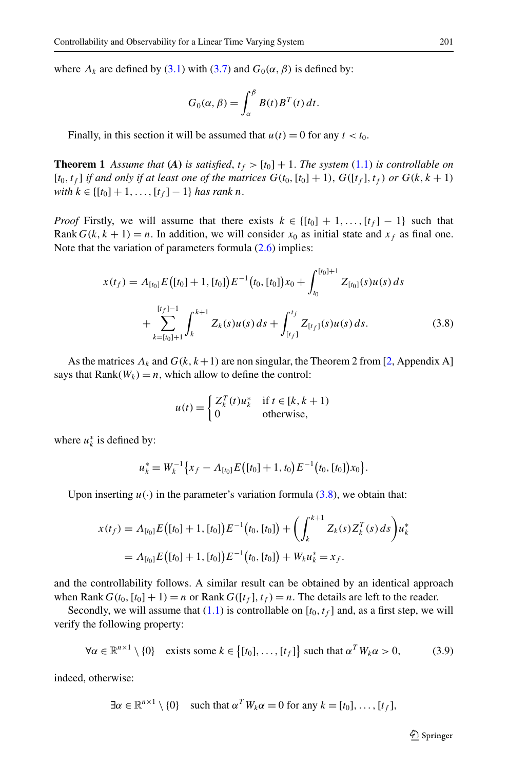where $\Lambda_k$ are defined by (3.1) with (3.7) and $G_0(\alpha, \beta)$ is defined by:

$$G_0(\alpha, \beta) = \int_{\alpha}^{\beta} B(t) B^T(t)\, dt.$$

Finally, in this section it will be assumed that $u(t) = 0$ for any $t < t_0$.

**Theorem 1** *Assume that* **(A)** *is satisfied,* $t_f > [t_0] + 1$*. The system* (1.1) *is controllable on* $[t_0, t_f]$ *if and only if at least one of the matrices* $G(t_0, [t_0] + 1)$*,* $G([t_f], t_f)$ *or* $G(k, k+1)$ *with* $k \in \{[t_0] + 1, \ldots, [t_f] - 1\}$ *has rank* $n$*.*

*Proof* Firstly, we will assume that there exists $k \in \{[t_0] + 1, \ldots, [t_f] - 1\}$ such that $\operatorname{Rank} G(k, k+1) = n$. In addition, we will consider $x_0$ as initial state and $x_f$ as final one. Note that the variation of parameters formula (2.6) implies:

$$\begin{aligned} x(t_f) = {} & \Lambda_{[t_0]} E\big([t_0] + 1, [t_0]\big) E^{-1}\big(t_0, [t_0]\big) x_0 + \int_{t_0}^{[t_0]+1} Z_{[t_0]}(s) u(s)\, ds \\ & + \sum_{k=[t_0]+1}^{[t_f]-1} \int_{k}^{k+1} Z_k(s) u(s)\, ds + \int_{[t_f]}^{t_f} Z_{[t_f]}(s) u(s)\, ds. \end{aligned} \tag{3.8}$$

As the matrices $\Lambda_k$ and $G(k, k+1)$ are non singular, the Theorem 2 from [2, Appendix A] says that $\operatorname{Rank}(W_k) = n$, which allow to define the control:

$$u(t) = \begin{cases} Z_k^T(t) u_k^* & \text{if } t \in [k, k+1) \\ 0 & \text{otherwise}, \end{cases}$$

where $u_k^*$ is defined by:

$$u_k^* = W_k^{-1} \big\{ x_f - \Lambda_{[t_0]} E\big([t_0] + 1, t_0\big) E^{-1}\big(t_0, [t_0]\big) x_0 \big\}.$$

Upon inserting $u(\cdot)$ in the parameter's variation formula (3.8), we obtain that:

$$\begin{aligned} x(t_f) &= \Lambda_{[t_0]} E\big([t_0] + 1, [t_0]\big) E^{-1}\big(t_0, [t_0]\big) + \left( \int_{k}^{k+1} Z_k(s) Z_k^T(s)\, ds \right) u_k^* \\ &= \Lambda_{[t_0]} E\big([t_0] + 1, [t_0]\big) E^{-1}\big(t_0, [t_0]\big) + W_k u_k^* = x_f. \end{aligned}$$

and the controllability follows. A similar result can be obtained by an identical approach when $\operatorname{Rank} G(t_0, [t_0] + 1) = n$ or $\operatorname{Rank} G([t_f], t_f) = n$. The details are left to the reader.

Secondly, we will assume that (1.1) is controllable on $[t_0, t_f]$ and, as a first step, we will verify the following property:

$$\forall \alpha \in \mathbb{R}^{n \times 1} \setminus \{0\} \quad \text{exists some } k \in \big\{[t_0], \ldots, [t_f]\big\} \text{ such that } \alpha^T W_k \alpha > 0, \tag{3.9}$$

indeed, otherwise:

$$\exists \alpha \in \mathbb{R}^{n \times 1} \setminus \{0\} \quad \text{such that } \alpha^T W_k \alpha = 0 \text{ for any } k = [t_0], \ldots, [t_f],$$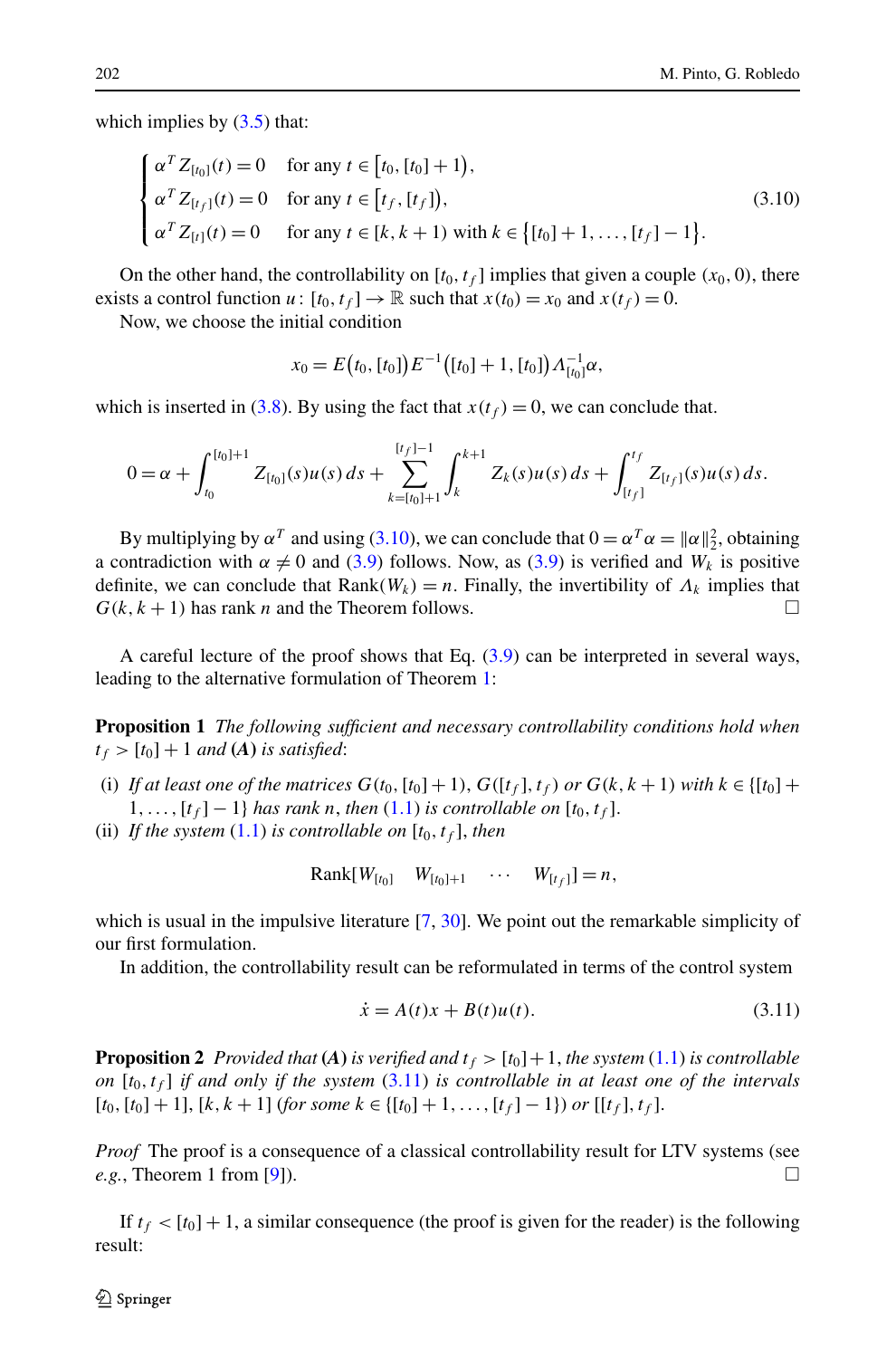which implies by (3.5) that:

$$
\begin{cases}
\alpha^T Z_{[t_0]}(t) = 0 & \text{for any } t \in \big[t_0, [t_0]+1\big), \\
\alpha^T Z_{[t_f]}(t) = 0 & \text{for any } t \in \big[t_f, [t_f]\big), \\
\alpha^T Z_{[t]}(t) = 0 & \text{for any } t \in [k, k+1) \text{ with } k \in \big\{[t_0]+1, \dots, [t_f]-1\big\}.
\end{cases} \tag{3.10}
$$

On the other hand, the controllability on $[t_0, t_f]$ implies that given a couple $(x_0, 0)$, there exists a control function $u\colon [t_0, t_f] \to \mathbb{R}$ such that $x(t_0) = x_0$ and $x(t_f) = 0$.

Now, we choose the initial condition

$$
x_0 = E\big(t_0, [t_0]\big) E^{-1}\big([t_0]+1, [t_0]\big) \Lambda_{[t_0]}^{-1} \alpha,
$$

which is inserted in (3.8). By using the fact that $x(t_f) = 0$, we can conclude that.

$$
0 = \alpha + \int_{t_0}^{[t_0]+1} Z_{[t_0]}(s)u(s)\,ds + \sum_{k=[t_0]+1}^{[t_f]-1} \int_k^{k+1} Z_k(s)u(s)\,ds + \int_{[t_f]}^{t_f} Z_{[t_f]}(s)u(s)\,ds.
$$

By multiplying by $\alpha^T$ and using (3.10), we can conclude that $0 = \alpha^T\alpha = \|\alpha\|_2^2$, obtaining a contradiction with $\alpha \neq 0$ and (3.9) follows. Now, as (3.9) is verified and $W_k$ is positive definite, we can conclude that $\text{Rank}(W_k) = n$. Finally, the invertibility of $\Lambda_k$ implies that $G(k, k+1)$ has rank $n$ and the Theorem follows. $\square$

A careful lecture of the proof shows that Eq. (3.9) can be interpreted in several ways, leading to the alternative formulation of Theorem 1:

**Proposition 1** *The following sufficient and necessary controllability conditions hold when $t_f > [t_0]+1$ and* **(A)** *is satisfied*:

(i) *If at least one of the matrices $G(t_0, [t_0]+1)$, $G([t_f], t_f)$ or $G(k, k+1)$ with $k \in \{[t_0]+1, \dots, [t_f]-1\}$ has rank $n$, then (1.1) is controllable on $[t_0, t_f]$.*

(ii) *If the system (1.1) is controllable on $[t_0, t_f]$, then*

$$
\text{Rank}[W_{[t_0]} \quad W_{[t_0]+1} \quad \cdots \quad W_{[t_f]}] = n,
$$

which is usual in the impulsive literature [7, 30]. We point out the remarkable simplicity of our first formulation.

In addition, the controllability result can be reformulated in terms of the control system

$$
\dot{x} = A(t)x + B(t)u(t). \tag{3.11}
$$

**Proposition 2** *Provided that* **(A)** *is verified and $t_f > [t_0]+1$, the system (1.1) is controllable on $[t_0, t_f]$ if and only if the system (3.11) is controllable in at least one of the intervals $[t_0, [t_0]+1]$, $[k, k+1]$ (for some $k \in \{[t_0]+1, \dots, [t_f]-1\}$) or $[[t_f], t_f]$.*

*Proof* The proof is a consequence of a classical controllability result for LTV systems (see *e.g.*, Theorem 1 from [9]). $\square$

If $t_f < [t_0]+1$, a similar consequence (the proof is given for the reader) is the following result: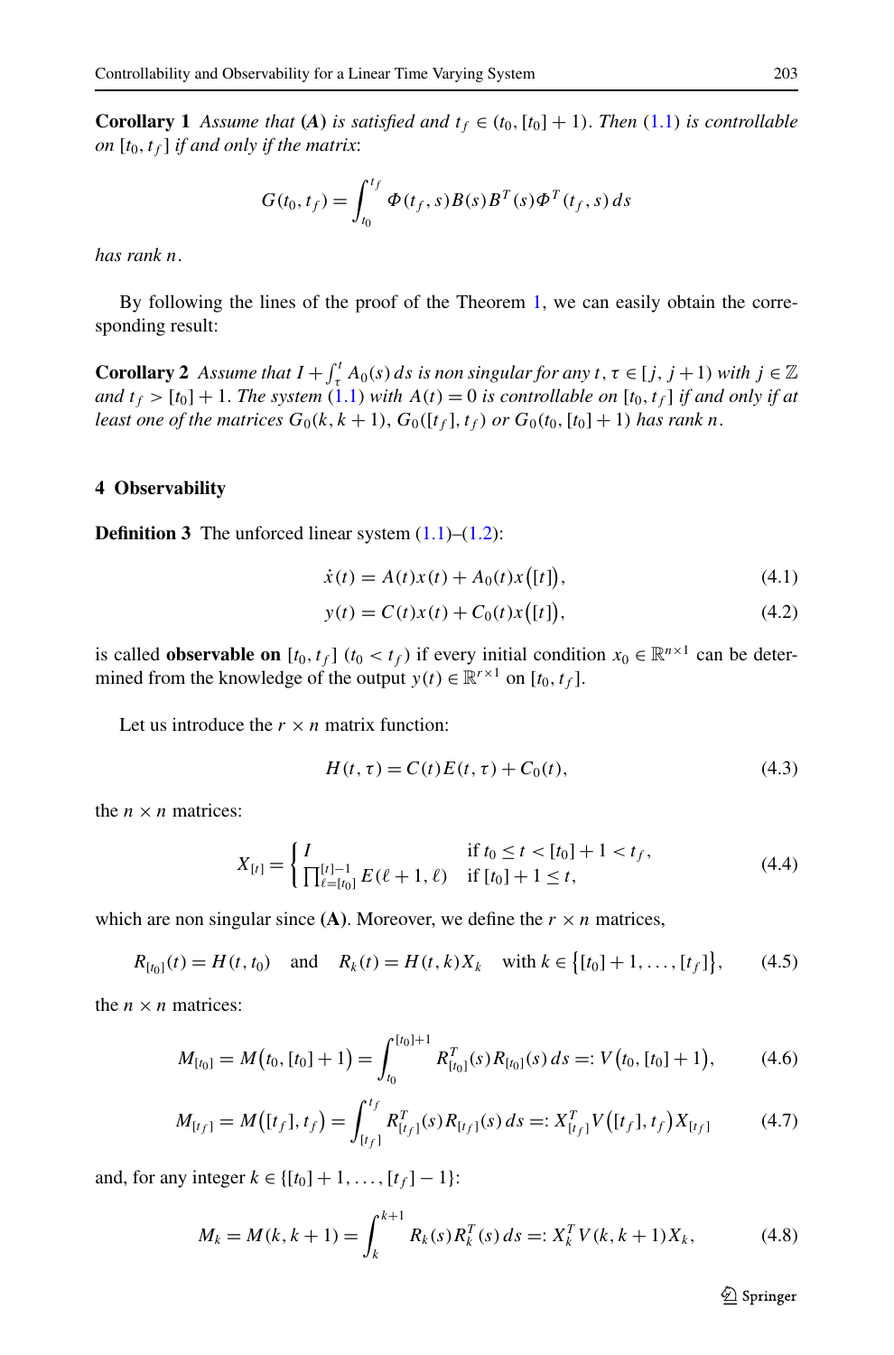**Corollary 1** *Assume that* **(A)** *is satisfied and* $t_f \in (t_0, [t_0]+1)$. *Then* (1.1) *is controllable on* $[t_0, t_f]$ *if and only if the matrix*:

$$G(t_0, t_f) = \int_{t_0}^{t_f} \Phi(t_f, s) B(s) B^T(s) \Phi^T(t_f, s)\, ds$$

*has rank* $n$.

By following the lines of the proof of the Theorem 1, we can easily obtain the corresponding result:

**Corollary 2** *Assume that* $I + \int_\tau^t A_0(s)\, ds$ *is non singular for any* $t, \tau \in [j, j+1)$ *with* $j \in \mathbb{Z}$ *and* $t_f > [t_0]+1$. *The system* (1.1) *with* $A(t) = 0$ *is controllable on* $[t_0, t_f]$ *if and only if at least one of the matrices* $G_0(k, k+1)$, $G_0([t_f], t_f)$ *or* $G_0(t_0, [t_0]+1)$ *has rank* $n$.

## 4 Observability

**Definition 3** The unforced linear system (1.1)–(1.2):

$$\dot{x}(t) = A(t)x(t) + A_0(t)x\big([t]\big), \tag{4.1}$$

$$y(t) = C(t)x(t) + C_0(t)x\big([t]\big), \tag{4.2}$$

is called **observable on** $[t_0, t_f]$ ($t_0 < t_f$) if every initial condition $x_0 \in \mathbb{R}^{n\times 1}$ can be determined from the knowledge of the output $y(t) \in \mathbb{R}^{r\times 1}$ on $[t_0, t_f]$.

Let us introduce the $r \times n$ matrix function:

$$H(t, \tau) = C(t)E(t, \tau) + C_0(t), \tag{4.3}$$

the $n \times n$ matrices:

$$X_{[t]} = \begin{cases} I & \text{if } t_0 \le t < [t_0]+1 < t_f, \\ \prod_{\ell=[t_0]}^{[t]-1} E(\ell+1, \ell) & \text{if } [t_0]+1 \le t, \end{cases} \tag{4.4}$$

which are non singular since **(A)**. Moreover, we define the $r \times n$ matrices,

$$R_{[t_0]}(t) = H(t, t_0) \quad \text{and} \quad R_k(t) = H(t, k)X_k \quad \text{with } k \in \big\{[t_0]+1, \dots, [t_f]\big\}, \tag{4.5}$$

the $n \times n$ matrices:

$$M_{[t_0]} = M\big(t_0, [t_0]+1\big) = \int_{t_0}^{[t_0]+1} R_{[t_0]}^T(s) R_{[t_0]}(s)\, ds =: V\big(t_0, [t_0]+1\big), \tag{4.6}$$

$$M_{[t_f]} = M\big([t_f], t_f\big) = \int_{[t_f]}^{t_f} R_{[t_f]}^T(s) R_{[t_f]}(s)\, ds =: X_{[t_f]}^T V\big([t_f], t_f\big) X_{[t_f]} \tag{4.7}$$

and, for any integer $k \in \{[t_0]+1, \dots, [t_f]-1\}$:

$$M_k = M(k, k+1) = \int_k^{k+1} R_k(s) R_k^T(s)\, ds =: X_k^T V(k, k+1) X_k, \tag{4.8}$$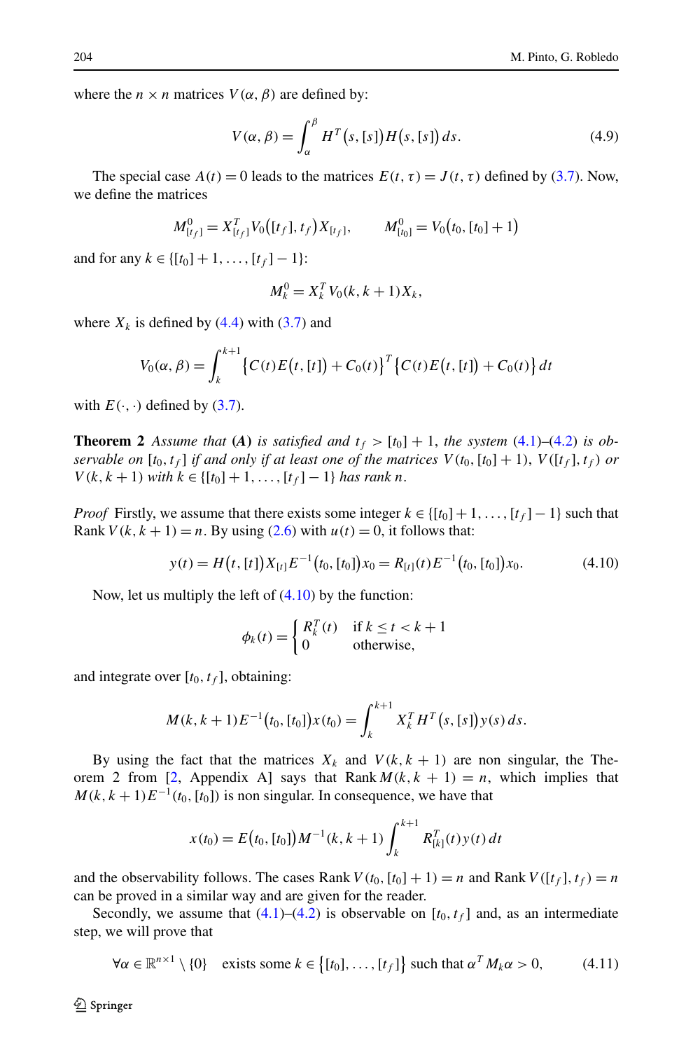where the $n \times n$ matrices $V(\alpha, \beta)$ are defined by:

$$V(\alpha, \beta) = \int_{\alpha}^{\beta} H^T\big(s, [s]\big) H\big(s, [s]\big)\, ds. \tag{4.9}$$

The special case $A(t) = 0$ leads to the matrices $E(t, \tau) = J(t, \tau)$ defined by (3.7). Now, we define the matrices

$$M^0_{[t_f]} = X^T_{[t_f]} V_0\big([t_f], t_f\big) X_{[t_f]}, \qquad M^0_{[t_0]} = V_0\big(t_0, [t_0] + 1\big)$$

and for any $k \in \{[t_0] + 1, \ldots, [t_f] - 1\}$:

$$M^0_k = X^T_k V_0(k, k+1) X_k,$$

where $X_k$ is defined by (4.4) with (3.7) and

$$V_0(\alpha, \beta) = \int_k^{k+1} \big\{C(t) E\big(t, [t]\big) + C_0(t)\big\}^T \big\{C(t) E\big(t, [t]\big) + C_0(t)\big\}\, dt$$

with $E(\cdot, \cdot)$ defined by (3.7).

**Theorem 2** *Assume that* **(A)** *is satisfied and* $t_f > [t_0] + 1$, *the system* (4.1)–(4.2) *is observable on* $[t_0, t_f]$ *if and only if at least one of the matrices* $V(t_0, [t_0] + 1)$, $V([t_f], t_f)$ *or* $V(k, k+1)$ *with* $k \in \{[t_0] + 1, \ldots, [t_f] - 1\}$ *has rank* $n$.

*Proof* Firstly, we assume that there exists some integer $k \in \{[t_0] + 1, \ldots, [t_f] - 1\}$ such that $\operatorname{Rank} V(k, k+1) = n$. By using (2.6) with $u(t) = 0$, it follows that:

$$y(t) = H\big(t, [t]\big) X_{[t]} E^{-1}\big(t_0, [t_0]\big) x_0 = R_{[t]}(t) E^{-1}\big(t_0, [t_0]\big) x_0. \tag{4.10}$$

Now, let us multiply the left of (4.10) by the function:

$$\phi_k(t) = \begin{cases} R^T_k(t) & \text{if } k \le t < k+1 \\ 0 & \text{otherwise,} \end{cases}$$

and integrate over $[t_0, t_f]$, obtaining:

$$M(k, k+1) E^{-1}\big(t_0, [t_0]\big) x(t_0) = \int_k^{k+1} X^T_k H^T\big(s, [s]\big) y(s)\, ds.$$

By using the fact that the matrices $X_k$ and $V(k, k+1)$ are non singular, the Theorem 2 from [2, Appendix A] says that $\operatorname{Rank} M(k, k+1) = n$, which implies that $M(k, k+1) E^{-1}(t_0, [t_0])$ is non singular. In consequence, we have that

$$x(t_0) = E\big(t_0, [t_0]\big) M^{-1}(k, k+1) \int_k^{k+1} R^T_{[k]}(t) y(t)\, dt$$

and the observability follows. The cases $\operatorname{Rank} V(t_0, [t_0] + 1) = n$ and $\operatorname{Rank} V([t_f], t_f) = n$ can be proved in a similar way and are given for the reader.

Secondly, we assume that (4.1)–(4.2) is observable on $[t_0, t_f]$ and, as an intermediate step, we will prove that

$$\forall \alpha \in \mathbb{R}^{n \times 1} \setminus \{0\} \quad \text{exists some } k \in \big\{[t_0], \ldots, [t_f]\big\} \text{ such that } \alpha^T M_k \alpha > 0, \tag{4.11}$$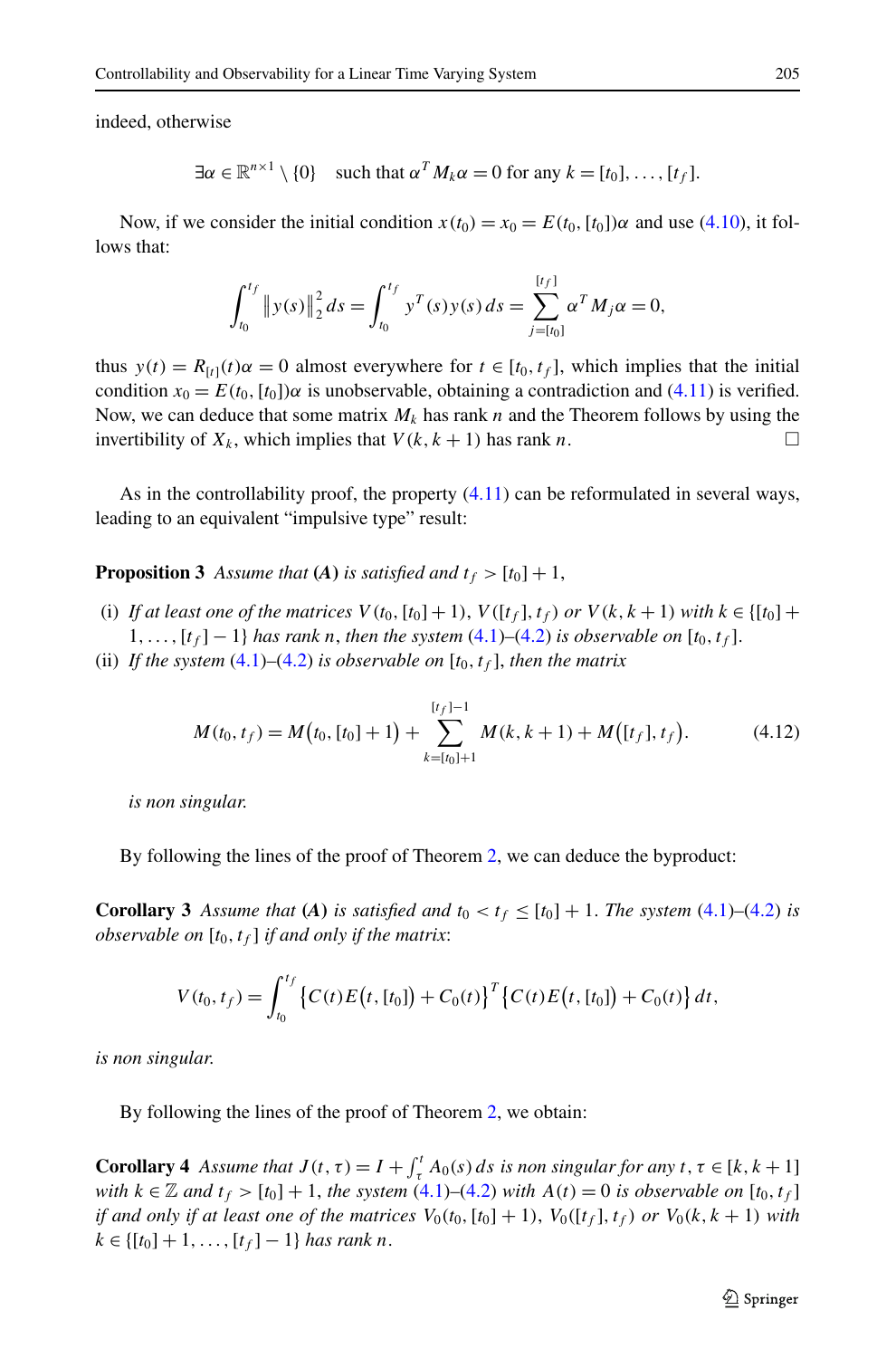indeed, otherwise

$$\exists \alpha \in \mathbb{R}^{n\times 1} \setminus \{0\} \quad \text{such that } \alpha^T M_k \alpha = 0 \text{ for any } k = [t_0], \dots, [t_f].$$

Now, if we consider the initial condition $x(t_0) = x_0 = E(t_0, [t_0])\alpha$ and use (4.10), it follows that:

$$\int_{t_0}^{t_f} \left\| y(s) \right\|_2^2 ds = \int_{t_0}^{t_f} y^T(s) y(s)\, ds = \sum_{j=[t_0]}^{[t_f]} \alpha^T M_j \alpha = 0,$$

thus $y(t) = R_{[t]}(t)\alpha = 0$ almost everywhere for $t \in [t_0, t_f]$, which implies that the initial condition $x_0 = E(t_0, [t_0])\alpha$ is unobservable, obtaining a contradiction and (4.11) is verified. Now, we can deduce that some matrix $M_k$ has rank $n$ and the Theorem follows by using the invertibility of $X_k$, which implies that $V(k, k+1)$ has rank $n$. □

As in the controllability proof, the property (4.11) can be reformulated in several ways, leading to an equivalent "impulsive type" result:

**Proposition 3** *Assume that* **(A)** *is satisfied and* $t_f > [t_0] + 1$,

(i) *If at least one of the matrices* $V(t_0, [t_0]+1)$, $V([t_f], t_f)$ *or* $V(k, k+1)$ *with* $k \in \{[t_0]+1, \dots, [t_f]-1\}$ *has rank* $n$, *then the system* (4.1)–(4.2) *is observable on* $[t_0, t_f]$.

(ii) *If the system* (4.1)–(4.2) *is observable on* $[t_0, t_f]$, *then the matrix*

$$M(t_0, t_f) = M\big(t_0, [t_0]+1\big) + \sum_{k=[t_0]+1}^{[t_f]-1} M(k, k+1) + M\big([t_f], t_f\big). \tag{4.12}$$

*is non singular.*

By following the lines of the proof of Theorem 2, we can deduce the byproduct:

**Corollary 3** *Assume that* **(A)** *is satisfied and* $t_0 < t_f \le [t_0] + 1$. *The system* (4.1)–(4.2) *is observable on* $[t_0, t_f]$ *if and only if the matrix*:

$$V(t_0, t_f) = \int_{t_0}^{t_f} \big\{ C(t) E\big(t, [t_0]\big) + C_0(t) \big\}^T \big\{ C(t) E\big(t, [t_0]\big) + C_0(t) \big\}\, dt,$$

*is non singular.*

By following the lines of the proof of Theorem 2, we obtain:

**Corollary 4** *Assume that* $J(t, \tau) = I + \int_\tau^t A_0(s)\, ds$ *is non singular for any* $t, \tau \in [k, k+1]$ *with* $k \in \mathbb{Z}$ *and* $t_f > [t_0] + 1$, *the system* (4.1)–(4.2) *with* $A(t) = 0$ *is observable on* $[t_0, t_f]$ *if and only if at least one of the matrices* $V_0(t_0, [t_0]+1)$, $V_0([t_f], t_f)$ *or* $V_0(k, k+1)$ *with* $k \in \{[t_0]+1, \dots, [t_f]-1\}$ *has rank* $n$.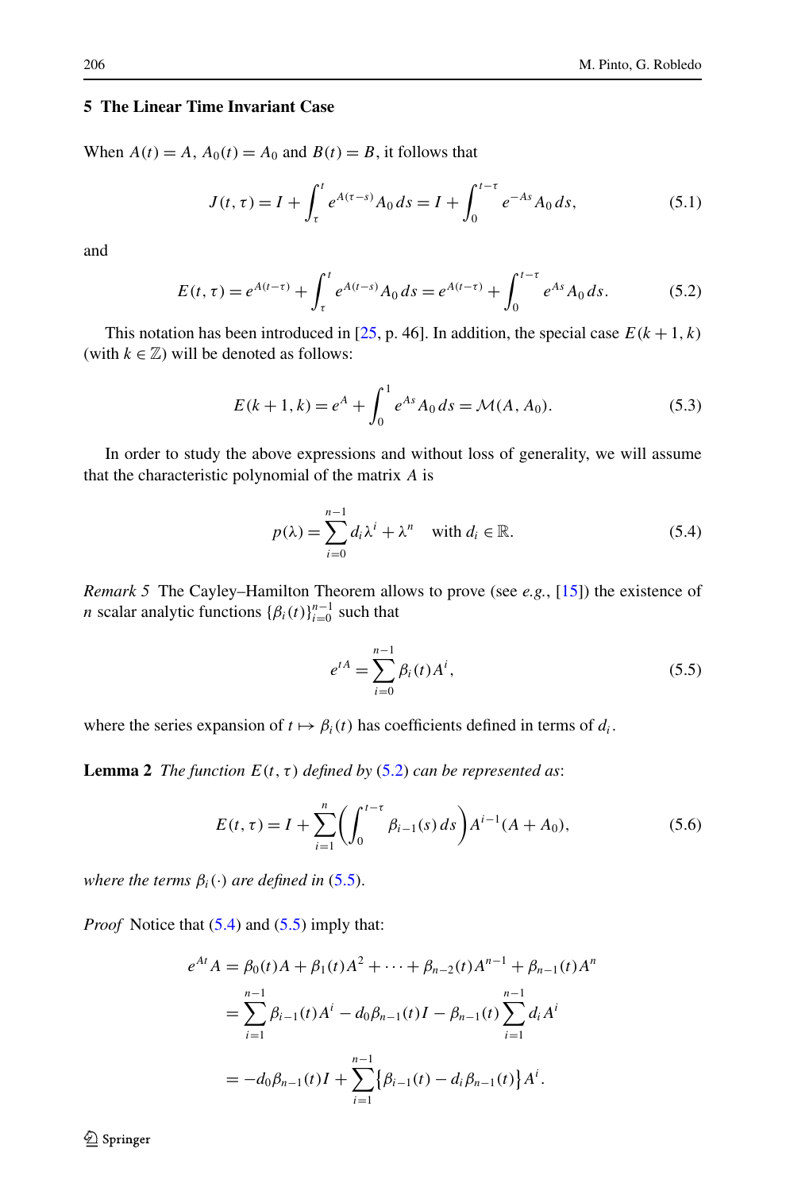## 5 The Linear Time Invariant Case

When $A(t) = A$, $A_0(t) = A_0$ and $B(t) = B$, it follows that

$$J(t,\tau) = I + \int_{\tau}^{t} e^{A(\tau - s)} A_0 \, ds = I + \int_{0}^{t-\tau} e^{-As} A_0 \, ds, \tag{5.1}$$

and

$$E(t,\tau) = e^{A(t-\tau)} + \int_{\tau}^{t} e^{A(t-s)} A_0 \, ds = e^{A(t-\tau)} + \int_{0}^{t-\tau} e^{As} A_0 \, ds. \tag{5.2}$$

This notation has been introduced in [25, p. 46]. In addition, the special case $E(k+1,k)$ (with $k \in \mathbb{Z}$) will be denoted as follows:

$$E(k+1,k) = e^{A} + \int_{0}^{1} e^{As} A_0 \, ds = \mathcal{M}(A, A_0). \tag{5.3}$$

In order to study the above expressions and without loss of generality, we will assume that the characteristic polynomial of the matrix $A$ is

$$p(\lambda) = \sum_{i=0}^{n-1} d_i \lambda^i + \lambda^n \quad \text{with } d_i \in \mathbb{R}. \tag{5.4}$$

*Remark 5* The Cayley–Hamilton Theorem allows to prove (see *e.g.*, [15]) the existence of $n$ scalar analytic functions $\{\beta_i(t)\}_{i=0}^{n-1}$ such that

$$e^{tA} = \sum_{i=0}^{n-1} \beta_i(t) A^i, \tag{5.5}$$

where the series expansion of $t \mapsto \beta_i(t)$ has coefficients defined in terms of $d_i$.

**Lemma 2** *The function $E(t,\tau)$ defined by (5.2) can be represented as*:

$$E(t,\tau) = I + \sum_{i=1}^{n} \left( \int_{0}^{t-\tau} \beta_{i-1}(s) \, ds \right) A^{i-1}(A + A_0), \tag{5.6}$$

*where the terms $\beta_i(\cdot)$ are defined in (5.5).*

*Proof* Notice that (5.4) and (5.5) imply that:

$$\begin{aligned}
e^{At} A &= \beta_0(t) A + \beta_1(t) A^2 + \cdots + \beta_{n-2}(t) A^{n-1} + \beta_{n-1}(t) A^n \\
&= \sum_{i=1}^{n-1} \beta_{i-1}(t) A^i - d_0 \beta_{n-1}(t) I - \beta_{n-1}(t) \sum_{i=1}^{n-1} d_i A^i \\
&= -d_0 \beta_{n-1}(t) I + \sum_{i=1}^{n-1} \big\{ \beta_{i-1}(t) - d_i \beta_{n-1}(t) \big\} A^i.
\end{aligned}$$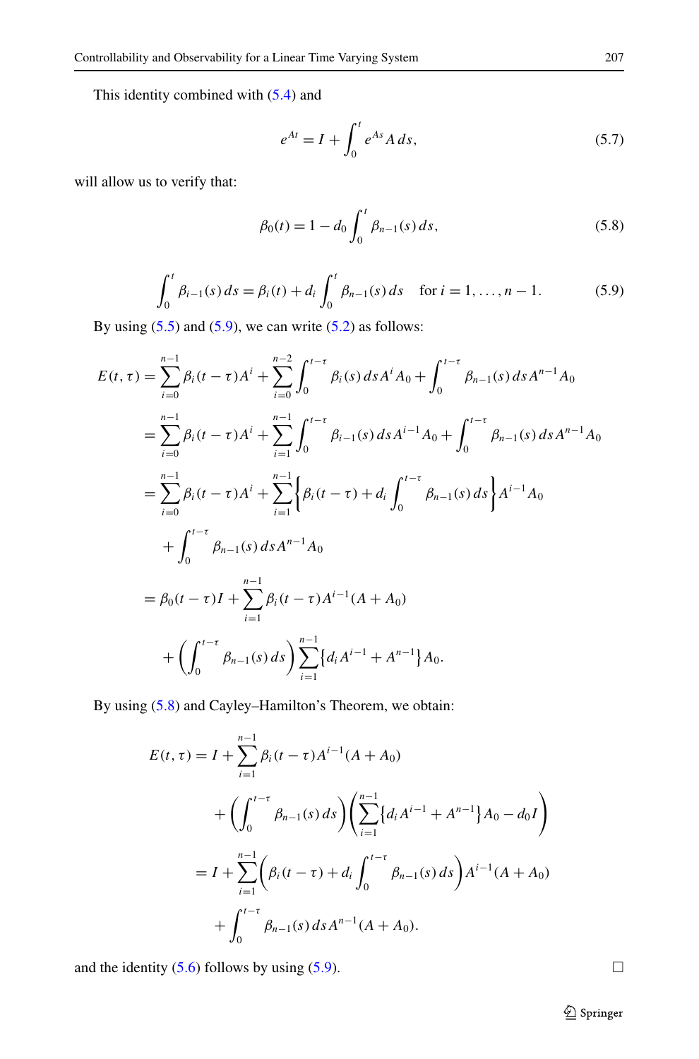This identity combined with (5.4) and

$$e^{At} = I + \int_0^t e^{As} A\, ds, \tag{5.7}$$

will allow us to verify that:

$$\beta_0(t) = 1 - d_0 \int_0^t \beta_{n-1}(s)\, ds, \tag{5.8}$$

$$\int_0^t \beta_{i-1}(s)\, ds = \beta_i(t) + d_i \int_0^t \beta_{n-1}(s)\, ds \quad \text{for } i = 1, \ldots, n-1. \tag{5.9}$$

By using (5.5) and (5.9), we can write (5.2) as follows:

$$\begin{aligned}
E(t,\tau) &= \sum_{i=0}^{n-1} \beta_i(t-\tau) A^i + \sum_{i=0}^{n-2} \int_0^{t-\tau} \beta_i(s)\, ds\, A^i A_0 + \int_0^{t-\tau} \beta_{n-1}(s)\, ds\, A^{n-1} A_0 \\
&= \sum_{i=0}^{n-1} \beta_i(t-\tau) A^i + \sum_{i=1}^{n-1} \int_0^{t-\tau} \beta_{i-1}(s)\, ds\, A^{i-1} A_0 + \int_0^{t-\tau} \beta_{n-1}(s)\, ds\, A^{n-1} A_0 \\
&= \sum_{i=0}^{n-1} \beta_i(t-\tau) A^i + \sum_{i=1}^{n-1} \left\{ \beta_i(t-\tau) + d_i \int_0^{t-\tau} \beta_{n-1}(s)\, ds \right\} A^{i-1} A_0 \\
&\quad + \int_0^{t-\tau} \beta_{n-1}(s)\, ds\, A^{n-1} A_0 \\
&= \beta_0(t-\tau) I + \sum_{i=1}^{n-1} \beta_i(t-\tau) A^{i-1}(A + A_0) \\
&\quad + \left( \int_0^{t-\tau} \beta_{n-1}(s)\, ds \right) \sum_{i=1}^{n-1} \left\{ d_i A^{i-1} + A^{n-1} \right\} A_0.
\end{aligned}$$

By using (5.8) and Cayley–Hamilton's Theorem, we obtain:

$$\begin{aligned}
E(t,\tau) &= I + \sum_{i=1}^{n-1} \beta_i(t-\tau) A^{i-1}(A + A_0) \\
&\quad + \left( \int_0^{t-\tau} \beta_{n-1}(s)\, ds \right) \left( \sum_{i=1}^{n-1} \left\{ d_i A^{i-1} + A^{n-1} \right\} A_0 - d_0 I \right) \\
&= I + \sum_{i=1}^{n-1} \left( \beta_i(t-\tau) + d_i \int_0^{t-\tau} \beta_{n-1}(s)\, ds \right) A^{i-1}(A + A_0) \\
&\quad + \int_0^{t-\tau} \beta_{n-1}(s)\, ds\, A^{n-1}(A + A_0).
\end{aligned}$$

and the identity (5.6) follows by using (5.9). $\square$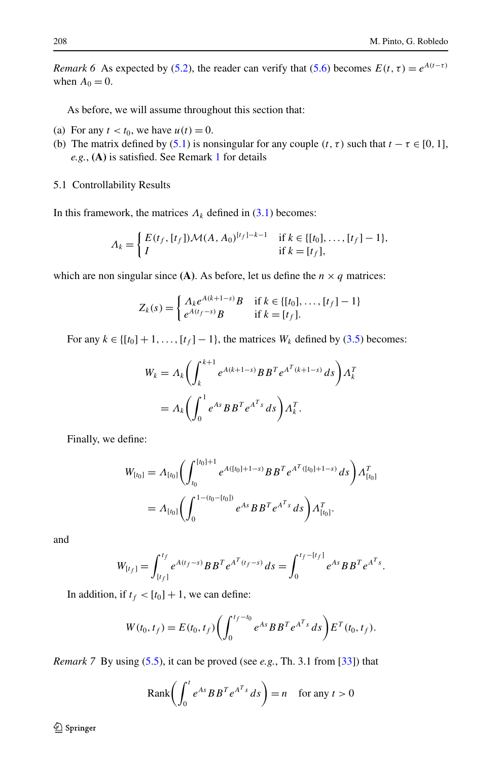*Remark 6* As expected by (5.2), the reader can verify that (5.6) becomes $E(t,\tau)=e^{A(t-\tau)}$ when $A_0=0$.

As before, we will assume throughout this section that:

(a) For any $t<t_0$, we have $u(t)=0$.
(b) The matrix defined by (5.1) is nonsingular for any couple $(t,\tau)$ such that $t-\tau\in[0,1]$, *e.g.*, **(A)** is satisfied. See Remark 1 for details

### 5.1 Controllability Results

In this framework, the matrices $\Lambda_k$ defined in (3.1) becomes:

$$
\Lambda_k=\begin{cases} E(t_f,[t_f])\mathcal{M}(A,A_0)^{[t_f]-k-1} & \text{if } k\in\{[t_0],\dots,[t_f]-1\},\\ I & \text{if } k=[t_f],\end{cases}
$$

which are non singular since **(A)**. As before, let us define the $n\times q$ matrices:

$$
Z_k(s)=\begin{cases} \Lambda_k e^{A(k+1-s)}B & \text{if } k\in\{[t_0],\dots,[t_f]-1\}\\ e^{A(t_f-s)}B & \text{if } k=[t_f].\end{cases}
$$

For any $k\in\{[t_0]+1,\dots,[t_f]-1\}$, the matrices $W_k$ defined by (3.5) becomes:

$$
\begin{aligned}
W_k&=\Lambda_k\left(\int_k^{k+1} e^{A(k+1-s)}BB^Te^{A^T(k+1-s)}\,ds\right)\Lambda_k^T\\
&=\Lambda_k\left(\int_0^{1} e^{As}BB^Te^{A^Ts}\,ds\right)\Lambda_k^T.
\end{aligned}
$$

Finally, we define:

$$
\begin{aligned}
W_{[t_0]}&=\Lambda_{[t_0]}\left(\int_{t_0}^{[t_0]+1} e^{A([t_0]+1-s)}BB^Te^{A^T([t_0]+1-s)}\,ds\right)\Lambda_{[t_0]}^T\\
&=\Lambda_{[t_0]}\left(\int_0^{1-(t_0-[t_0])} e^{As}BB^Te^{A^Ts}\,ds\right)\Lambda_{[t_0]}^T.
\end{aligned}
$$

and

$$
W_{[t_f]}=\int_{[t_f]}^{t_f} e^{A(t_f-s)}BB^Te^{A^T(t_f-s)}\,ds=\int_0^{t_f-[t_f]} e^{As}BB^Te^{A^Ts}.
$$

In addition, if $t_f<[t_0]+1$, we can define:

$$
W(t_0,t_f)=E(t_0,t_f)\left(\int_0^{t_f-t_0} e^{As}BB^Te^{A^Ts}\,ds\right)E^T(t_0,t_f).
$$

*Remark 7* By using (5.5), it can be proved (see *e.g.*, Th. 3.1 from [33]) that

$$
\operatorname{Rank}\left(\int_0^{t} e^{As}BB^Te^{A^Ts}\,ds\right)=n \quad \text{for any } t>0
$$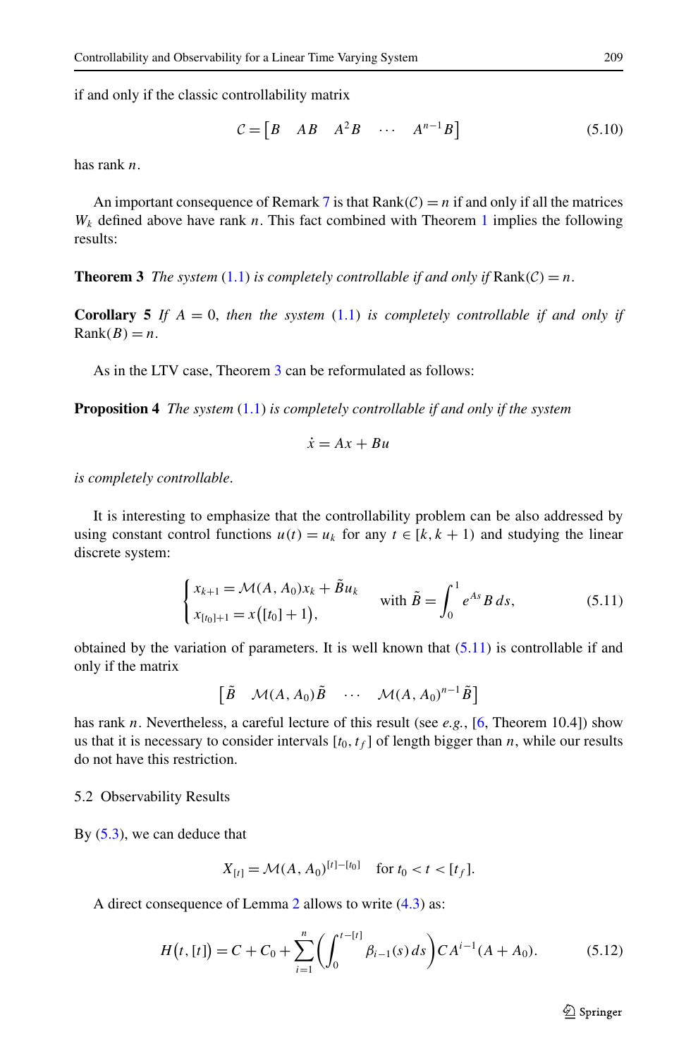if and only if the classic controllability matrix

$$\mathcal{C} = \begin{bmatrix} B & AB & A^2B & \cdots & A^{n-1}B \end{bmatrix} \tag{5.10}$$

has rank $n$.

An important consequence of Remark 7 is that $\operatorname{Rank}(\mathcal{C}) = n$ if and only if all the matrices $W_k$ defined above have rank $n$. This fact combined with Theorem 1 implies the following results:

**Theorem 3** *The system* (1.1) *is completely controllable if and only if* $\operatorname{Rank}(\mathcal{C}) = n$.

**Corollary 5** *If* $A = 0$, *then the system* (1.1) *is completely controllable if and only if* $\operatorname{Rank}(B) = n$.

As in the LTV case, Theorem 3 can be reformulated as follows:

**Proposition 4** *The system* (1.1) *is completely controllable if and only if the system*

$$\dot{x} = Ax + Bu$$

*is completely controllable.*

It is interesting to emphasize that the controllability problem can be also addressed by using constant control functions $u(t) = u_k$ for any $t \in [k, k+1)$ and studying the linear discrete system:

$$\begin{cases} x_{k+1} = \mathcal{M}(A, A_0)x_k + \tilde{B}u_k \\ x_{[t_0]+1} = x\big([t_0]+1\big), \end{cases} \quad \text{with } \tilde{B} = \int_0^1 e^{As} B\, ds, \tag{5.11}$$

obtained by the variation of parameters. It is well known that (5.11) is controllable if and only if the matrix

$$\begin{bmatrix} \tilde{B} & \mathcal{M}(A, A_0)\tilde{B} & \cdots & \mathcal{M}(A, A_0)^{n-1}\tilde{B} \end{bmatrix}$$

has rank $n$. Nevertheless, a careful lecture of this result (see *e.g.*, [6, Theorem 10.4]) show us that it is necessary to consider intervals $[t_0, t_f]$ of length bigger than $n$, while our results do not have this restriction.

### 5.2 Observability Results

By (5.3), we can deduce that

$$X_{[t]} = \mathcal{M}(A, A_0)^{[t]-[t_0]} \quad \text{for } t_0 < t < [t_f].$$

A direct consequence of Lemma 2 allows to write (4.3) as:

$$H\big(t, [t]\big) = C + C_0 + \sum_{i=1}^{n} \left( \int_0^{t-[t]} \beta_{i-1}(s)\, ds \right) C A^{i-1}(A + A_0). \tag{5.12}$$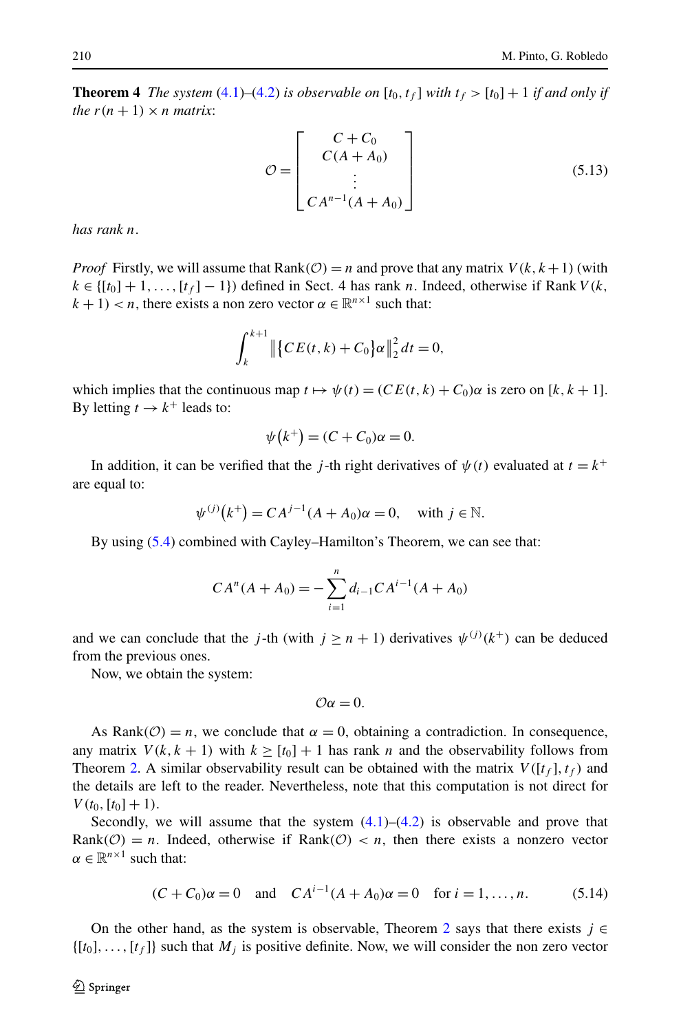**Theorem 4** *The system* (4.1)–(4.2) *is observable on* $[t_0, t_f]$ *with* $t_f > [t_0] + 1$ *if and only if the* $r(n+1) \times n$ *matrix*:

$$
\mathcal{O} = \begin{bmatrix} C + C_0 \\ C(A + A_0) \\ \vdots \\ CA^{n-1}(A + A_0) \end{bmatrix} \tag{5.13}
$$

*has rank* $n$.

*Proof* Firstly, we will assume that $\text{Rank}(\mathcal{O}) = n$ and prove that any matrix $V(k, k+1)$ (with $k \in \{[t_0]+1, \ldots, [t_f]-1\}$) defined in Sect. 4 has rank $n$. Indeed, otherwise if $\text{Rank}\, V(k, k+1) < n$, there exists a non zero vector $\alpha \in \mathbb{R}^{n \times 1}$ such that:

$$
\int_k^{k+1} \left\| \{CE(t,k) + C_0\}\alpha \right\|_2^2 dt = 0,
$$

which implies that the continuous map $t \mapsto \psi(t) = (CE(t,k) + C_0)\alpha$ is zero on $[k, k+1]$. By letting $t \to k^+$ leads to:

$$
\psi(k^+) = (C + C_0)\alpha = 0.
$$

In addition, it can be verified that the $j$-th right derivatives of $\psi(t)$ evaluated at $t = k^+$ are equal to:

$$
\psi^{(j)}(k^+) = CA^{j-1}(A + A_0)\alpha = 0, \quad \text{with } j \in \mathbb{N}.
$$

By using (5.4) combined with Cayley–Hamilton's Theorem, we can see that:

$$
CA^n(A + A_0) = -\sum_{i=1}^{n} d_{i-1} CA^{i-1}(A + A_0)
$$

and we can conclude that the $j$-th (with $j \geq n+1$) derivatives $\psi^{(j)}(k^+)$ can be deduced from the previous ones.

Now, we obtain the system:

$$
\mathcal{O}\alpha = 0.
$$

As $\text{Rank}(\mathcal{O}) = n$, we conclude that $\alpha = 0$, obtaining a contradiction. In consequence, any matrix $V(k, k+1)$ with $k \geq [t_0] + 1$ has rank $n$ and the observability follows from Theorem 2. A similar observability result can be obtained with the matrix $V([t_f], t_f)$ and the details are left to the reader. Nevertheless, note that this computation is not direct for $V(t_0, [t_0] + 1)$.

Secondly, we will assume that the system (4.1)–(4.2) is observable and prove that $\text{Rank}(\mathcal{O}) = n$. Indeed, otherwise if $\text{Rank}(\mathcal{O}) < n$, then there exists a nonzero vector $\alpha \in \mathbb{R}^{n \times 1}$ such that:

$$
(C + C_0)\alpha = 0 \quad \text{and} \quad CA^{i-1}(A + A_0)\alpha = 0 \quad \text{for } i = 1, \ldots, n. \tag{5.14}
$$

On the other hand, as the system is observable, Theorem 2 says that there exists $j \in \{[t_0], \ldots, [t_f]\}$ such that $M_j$ is positive definite. Now, we will consider the non zero vector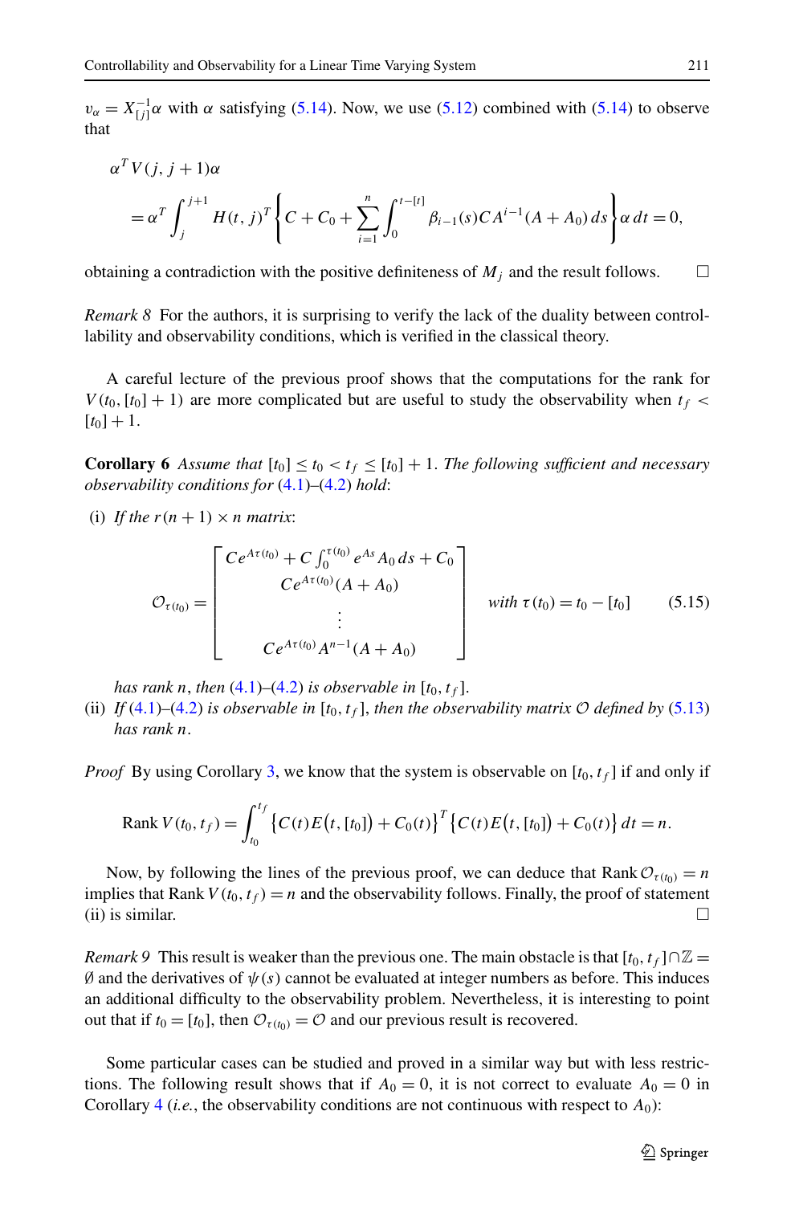$v_\alpha = X_{[j]}^{-1}\alpha$ with $\alpha$ satisfying (5.14). Now, we use (5.12) combined with (5.14) to observe that

$$\alpha^T V(j, j+1)\alpha$$
$$= \alpha^T \int_j^{j+1} H(t,j)^T \left\{ C + C_0 + \sum_{i=1}^{n} \int_0^{t-[t]} \beta_{i-1}(s) C A^{i-1}(A + A_0)\, ds \right\} \alpha\, dt = 0,$$

obtaining a contradiction with the positive definiteness of $M_j$ and the result follows. □

*Remark 8* For the authors, it is surprising to verify the lack of the duality between controllability and observability conditions, which is verified in the classical theory.

A careful lecture of the previous proof shows that the computations for the rank for $V(t_0, [t_0]+1)$ are more complicated but are useful to study the observability when $t_f < [t_0]+1$.

**Corollary 6** *Assume that* $[t_0] \le t_0 < t_f \le [t_0]+1$. *The following sufficient and necessary observability conditions for* (4.1)–(4.2) *hold*:

(i) *If the* $r(n+1) \times n$ *matrix*:

$$\mathcal{O}_{\tau(t_0)} = \begin{bmatrix} Ce^{A\tau(t_0)} + C\int_0^{\tau(t_0)} e^{As} A_0\, ds + C_0 \\ Ce^{A\tau(t_0)}(A + A_0) \\ \vdots \\ Ce^{A\tau(t_0)} A^{n-1}(A + A_0) \end{bmatrix} \quad \text{with } \tau(t_0) = t_0 - [t_0] \tag{5.15}$$

*has rank* $n$, *then* (4.1)–(4.2) *is observable in* $[t_0, t_f]$.

(ii) *If* (4.1)–(4.2) *is observable in* $[t_0, t_f]$, *then the observability matrix* $\mathcal{O}$ *defined by* (5.13) *has rank* $n$.

*Proof* By using Corollary 3, we know that the system is observable on $[t_0, t_f]$ if and only if

$$\text{Rank } V(t_0, t_f) = \int_{t_0}^{t_f} \left\{ C(t)E(t, [t_0]) + C_0(t) \right\}^T \left\{ C(t)E(t, [t_0]) + C_0(t) \right\} dt = n.$$

Now, by following the lines of the previous proof, we can deduce that $\text{Rank } \mathcal{O}_{\tau(t_0)} = n$ implies that $\text{Rank } V(t_0, t_f) = n$ and the observability follows. Finally, the proof of statement (ii) is similar. □

*Remark 9* This result is weaker than the previous one. The main obstacle is that $[t_0, t_f] \cap \mathbb{Z} = \emptyset$ and the derivatives of $\psi(s)$ cannot be evaluated at integer numbers as before. This induces an additional difficulty to the observability problem. Nevertheless, it is interesting to point out that if $t_0 = [t_0]$, then $\mathcal{O}_{\tau(t_0)} = \mathcal{O}$ and our previous result is recovered.

Some particular cases can be studied and proved in a similar way but with less restrictions. The following result shows that if $A_0 = 0$, it is not correct to evaluate $A_0 = 0$ in Corollary 4 (*i.e.*, the observability conditions are not continuous with respect to $A_0$):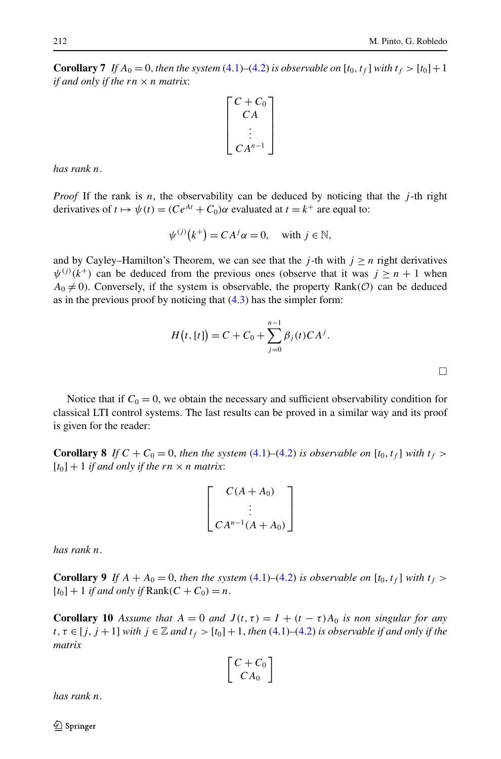**Corollary 7** *If $A_0 = 0$, then the system (4.1)–(4.2) is observable on $[t_0, t_f]$ with $t_f > [t_0]+1$ if and only if the $rn \times n$ matrix*:

$$\begin{bmatrix} C + C_0 \\ CA \\ \vdots \\ CA^{n-1} \end{bmatrix}$$

*has rank $n$.*

*Proof* If the rank is $n$, the observability can be deduced by noticing that the $j$-th right derivatives of $t \mapsto \psi(t) = (Ce^{At} + C_0)\alpha$ evaluated at $t = k^+$ are equal to:

$$\psi^{(j)}(k^+) = CA^j\alpha = 0, \quad \text{with } j \in \mathbb{N},$$

and by Cayley–Hamilton's Theorem, we can see that the $j$-th with $j \geq n$ right derivatives $\psi^{(j)}(k^+)$ can be deduced from the previous ones (observe that it was $j \geq n+1$ when $A_0 \neq 0$). Conversely, if the system is observable, the property $\text{Rank}(\mathcal{O})$ can be deduced as in the previous proof by noticing that (4.3) has the simpler form:

$$H(t, [t]) = C + C_0 + \sum_{j=0}^{n-1} \beta_j(t) CA^j.$$

□

Notice that if $C_0 = 0$, we obtain the necessary and sufficient observability condition for classical LTI control systems. The last results can be proved in a similar way and its proof is given for the reader:

**Corollary 8** *If $C + C_0 = 0$, then the system (4.1)–(4.2) is observable on $[t_0, t_f]$ with $t_f > [t_0] + 1$ if and only if the $rn \times n$ matrix*:

$$\begin{bmatrix} C(A + A_0) \\ \vdots \\ CA^{n-1}(A + A_0) \end{bmatrix}$$

*has rank $n$.*

**Corollary 9** *If $A + A_0 = 0$, then the system (4.1)–(4.2) is observable on $[t_0, t_f]$ with $t_f > [t_0] + 1$ if and only if $\text{Rank}(C + C_0) = n$.*

**Corollary 10** *Assume that $A = 0$ and $J(t, \tau) = I + (t - \tau)A_0$ is non singular for any $t, \tau \in [j, j+1]$ with $j \in \mathbb{Z}$ and $t_f > [t_0] + 1$, then (4.1)–(4.2) is observable if and only if the matrix*

$$\begin{bmatrix} C + C_0 \\ CA_0 \end{bmatrix}$$

*has rank $n$.*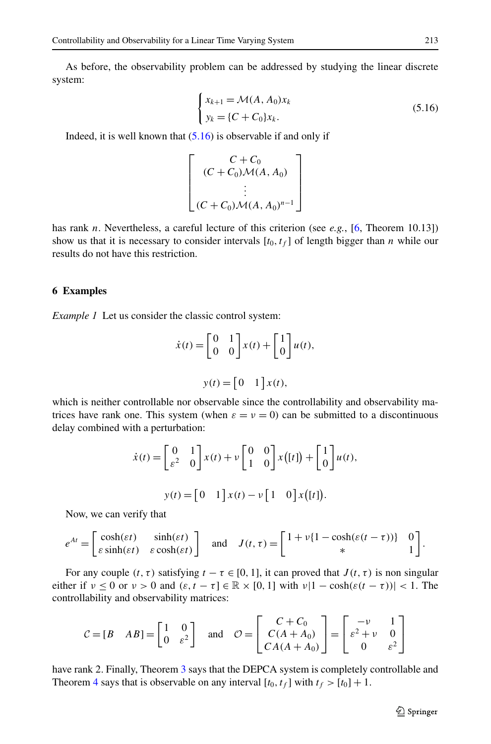As before, the observability problem can be addressed by studying the linear discrete system:

$$\begin{cases} x_{k+1} = \mathcal{M}(A, A_0)x_k \\ y_k = \{C + C_0\}x_k. \end{cases} \tag{5.16}$$

Indeed, it is well known that (5.16) is observable if and only if

$$\begin{bmatrix} C + C_0 \\ (C + C_0)\mathcal{M}(A, A_0) \\ \vdots \\ (C + C_0)\mathcal{M}(A, A_0)^{n-1} \end{bmatrix}$$

has rank $n$. Nevertheless, a careful lecture of this criterion (see *e.g.*, [6, Theorem 10.13]) show us that it is necessary to consider intervals $[t_0, t_f]$ of length bigger than $n$ while our results do not have this restriction.

## 6 Examples

*Example 1* Let us consider the classic control system:

$$\dot{x}(t) = \begin{bmatrix} 0 & 1 \\ 0 & 0 \end{bmatrix} x(t) + \begin{bmatrix} 1 \\ 0 \end{bmatrix} u(t),$$

$$y(t) = \begin{bmatrix} 0 & 1 \end{bmatrix} x(t),$$

which is neither controllable nor observable since the controllability and observability matrices have rank one. This system (when $\varepsilon = \nu = 0$) can be submitted to a discontinuous delay combined with a perturbation:

$$\dot{x}(t) = \begin{bmatrix} 0 & 1 \\ \varepsilon^2 & 0 \end{bmatrix} x(t) + \nu \begin{bmatrix} 0 & 0 \\ 1 & 0 \end{bmatrix} x\big([t]\big) + \begin{bmatrix} 1 \\ 0 \end{bmatrix} u(t),$$

$$y(t) = \begin{bmatrix} 0 & 1 \end{bmatrix} x(t) - \nu \begin{bmatrix} 1 & 0 \end{bmatrix} x\big([t]\big).$$

Now, we can verify that

$$e^{At} = \begin{bmatrix} \cosh(\varepsilon t) & \sinh(\varepsilon t) \\ \varepsilon \sinh(\varepsilon t) & \varepsilon \cosh(\varepsilon t) \end{bmatrix} \quad \text{and} \quad J(t, \tau) = \begin{bmatrix} 1 + \nu\{1 - \cosh(\varepsilon(t - \tau))\} & 0 \\ * & 1 \end{bmatrix}.$$

For any couple $(t, \tau)$ satisfying $t - \tau \in [0, 1]$, it can proved that $J(t, \tau)$ is non singular either if $\nu \leq 0$ or $\nu > 0$ and $(\varepsilon, t - \tau] \in \mathbb{R} \times [0, 1]$ with $\nu|1 - \cosh(\varepsilon(t - \tau))| < 1$. The controllability and observability matrices:

$$\mathcal{C} = [B \quad AB] = \begin{bmatrix} 1 & 0 \\ 0 & \varepsilon^2 \end{bmatrix} \quad \text{and} \quad \mathcal{O} = \begin{bmatrix} C + C_0 \\ C(A + A_0) \\ CA(A + A_0) \end{bmatrix} = \begin{bmatrix} -\nu & 1 \\ \varepsilon^2 + \nu & 0 \\ 0 & \varepsilon^2 \end{bmatrix}$$

have rank 2. Finally, Theorem 3 says that the DEPCA system is completely controllable and Theorem 4 says that is observable on any interval $[t_0, t_f]$ with $t_f > [t_0] + 1$.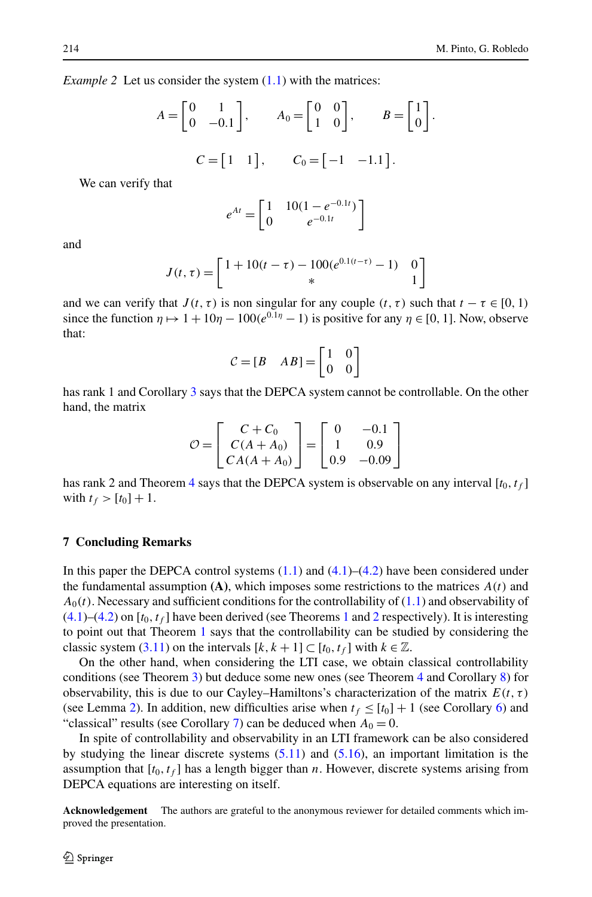*Example 2* Let us consider the system (1.1) with the matrices:

$$A = \begin{bmatrix} 0 & 1 \\ 0 & -0.1 \end{bmatrix}, \qquad A_0 = \begin{bmatrix} 0 & 0 \\ 1 & 0 \end{bmatrix}, \qquad B = \begin{bmatrix} 1 \\ 0 \end{bmatrix}.$$

$$C = \begin{bmatrix} 1 & 1 \end{bmatrix}, \qquad C_0 = \begin{bmatrix} -1 & -1.1 \end{bmatrix}.$$

We can verify that

$$e^{At} = \begin{bmatrix} 1 & 10(1 - e^{-0.1t}) \\ 0 & e^{-0.1t} \end{bmatrix}$$

and

$$J(t,\tau) = \begin{bmatrix} 1 + 10(t-\tau) - 100(e^{0.1(t-\tau)} - 1) & 0 \\ * & 1 \end{bmatrix}$$

and we can verify that $J(t,\tau)$ is non singular for any couple $(t,\tau)$ such that $t - \tau \in [0,1)$ since the function $\eta \mapsto 1 + 10\eta - 100(e^{0.1\eta} - 1)$ is positive for any $\eta \in [0,1]$. Now, observe that:

$$\mathcal{C} = [B \quad AB] = \begin{bmatrix} 1 & 0 \\ 0 & 0 \end{bmatrix}$$

has rank 1 and Corollary 3 says that the DEPCA system cannot be controllable. On the other hand, the matrix

$$\mathcal{O} = \begin{bmatrix} C + C_0 \\ C(A + A_0) \\ CA(A + A_0) \end{bmatrix} = \begin{bmatrix} 0 & -0.1 \\ 1 & 0.9 \\ 0.9 & -0.09 \end{bmatrix}$$

has rank 2 and Theorem 4 says that the DEPCA system is observable on any interval $[t_0, t_f]$ with $t_f > [t_0] + 1$.

## 7 Concluding Remarks

In this paper the DEPCA control systems (1.1) and (4.1)–(4.2) have been considered under the fundamental assumption **(A)**, which imposes some restrictions to the matrices $A(t)$ and $A_0(t)$. Necessary and sufficient conditions for the controllability of (1.1) and observability of (4.1)–(4.2) on $[t_0, t_f]$ have been derived (see Theorems 1 and 2 respectively). It is interesting to point out that Theorem 1 says that the controllability can be studied by considering the classic system (3.11) on the intervals $[k, k+1] \subset [t_0, t_f]$ with $k \in \mathbb{Z}$.

On the other hand, when considering the LTI case, we obtain classical controllability conditions (see Theorem 3) but deduce some new ones (see Theorem 4 and Corollary 8) for observability, this is due to our Cayley–Hamiltons's characterization of the matrix $E(t,\tau)$ (see Lemma 2). In addition, new difficulties arise when $t_f \leq [t_0] + 1$ (see Corollary 6) and "classical" results (see Corollary 7) can be deduced when $A_0 = 0$.

In spite of controllability and observability in an LTI framework can be also considered by studying the linear discrete systems (5.11) and (5.16), an important limitation is the assumption that $[t_0, t_f]$ has a length bigger than $n$. However, discrete systems arising from DEPCA equations are interesting on itself.

**Acknowledgement** The authors are grateful to the anonymous reviewer for detailed comments which improved the presentation.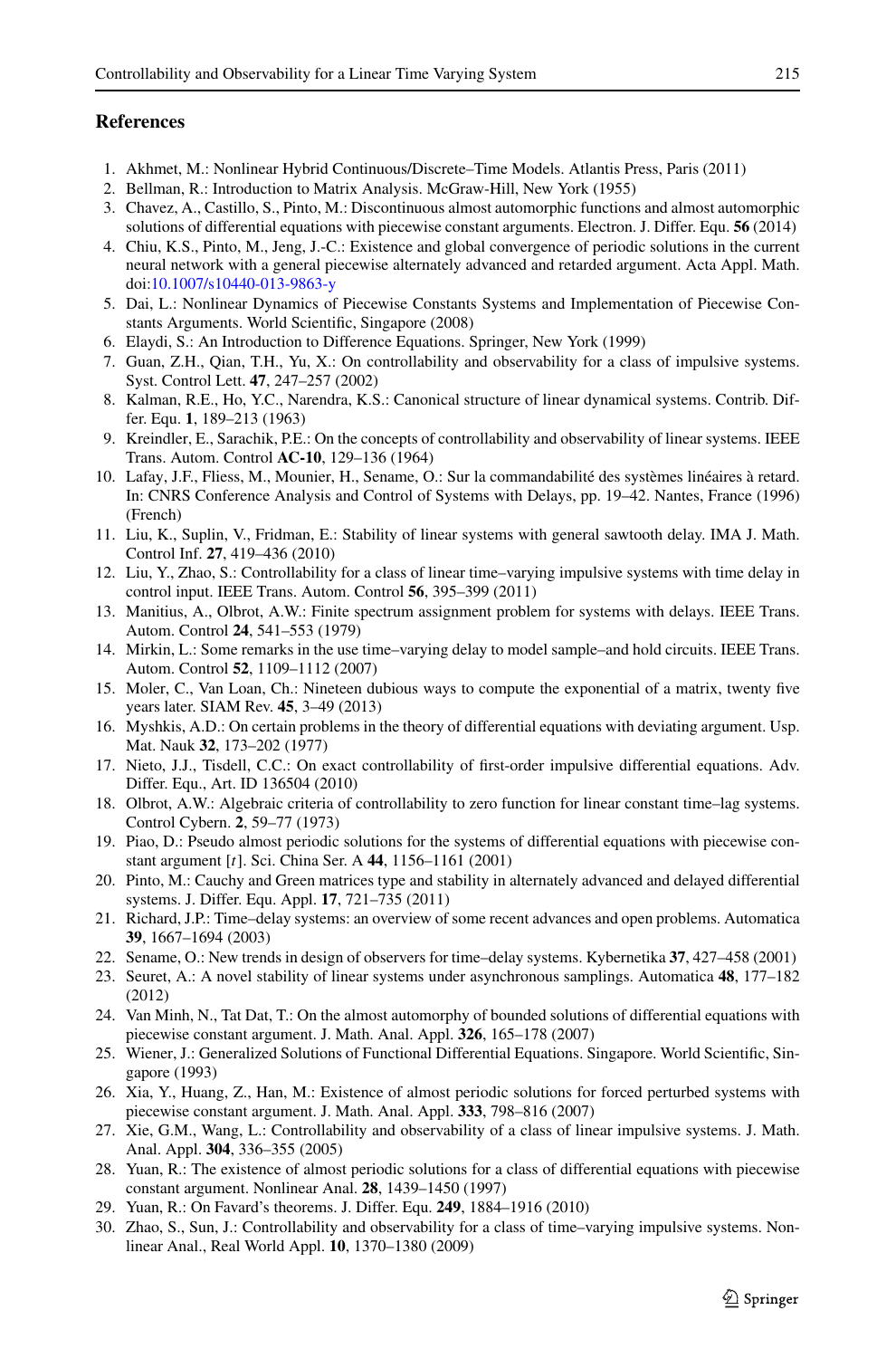## References

1. Akhmet, M.: Nonlinear Hybrid Continuous/Discrete–Time Models. Atlantis Press, Paris (2011)
2. Bellman, R.: Introduction to Matrix Analysis. McGraw-Hill, New York (1955)
3. Chavez, A., Castillo, S., Pinto, M.: Discontinuous almost automorphic functions and almost automorphic solutions of differential equations with piecewise constant arguments. Electron. J. Differ. Equ. **56** (2014)
4. Chiu, K.S., Pinto, M., Jeng, J.-C.: Existence and global convergence of periodic solutions in the current neural network with a general piecewise alternately advanced and retarded argument. Acta Appl. Math. doi:10.1007/s10440-013-9863-y
5. Dai, L.: Nonlinear Dynamics of Piecewise Constants Systems and Implementation of Piecewise Constants Arguments. World Scientific, Singapore (2008)
6. Elaydi, S.: An Introduction to Difference Equations. Springer, New York (1999)
7. Guan, Z.H., Qian, T.H., Yu, X.: On controllability and observability for a class of impulsive systems. Syst. Control Lett. **47**, 247–257 (2002)
8. Kalman, R.E., Ho, Y.C., Narendra, K.S.: Canonical structure of linear dynamical systems. Contrib. Differ. Equ. **1**, 189–213 (1963)
9. Kreindler, E., Sarachik, P.E.: On the concepts of controllability and observability of linear systems. IEEE Trans. Autom. Control **AC-10**, 129–136 (1964)
10. Lafay, J.F., Fliess, M., Mounier, H., Sename, O.: Sur la commandabilité des systèmes linéaires à retard. In: CNRS Conference Analysis and Control of Systems with Delays, pp. 19–42. Nantes, France (1996) (French)
11. Liu, K., Suplin, V., Fridman, E.: Stability of linear systems with general sawtooth delay. IMA J. Math. Control Inf. **27**, 419–436 (2010)
12. Liu, Y., Zhao, S.: Controllability for a class of linear time–varying impulsive systems with time delay in control input. IEEE Trans. Autom. Control **56**, 395–399 (2011)
13. Manitius, A., Olbrot, A.W.: Finite spectrum assignment problem for systems with delays. IEEE Trans. Autom. Control **24**, 541–553 (1979)
14. Mirkin, L.: Some remarks in the use time–varying delay to model sample–and hold circuits. IEEE Trans. Autom. Control **52**, 1109–1112 (2007)
15. Moler, C., Van Loan, Ch.: Nineteen dubious ways to compute the exponential of a matrix, twenty five years later. SIAM Rev. **45**, 3–49 (2013)
16. Myshkis, A.D.: On certain problems in the theory of differential equations with deviating argument. Usp. Mat. Nauk **32**, 173–202 (1977)
17. Nieto, J.J., Tisdell, C.C.: On exact controllability of first-order impulsive differential equations. Adv. Differ. Equ., Art. ID 136504 (2010)
18. Olbrot, A.W.: Algebraic criteria of controllability to zero function for linear constant time–lag systems. Control Cybern. **2**, 59–77 (1973)
19. Piao, D.: Pseudo almost periodic solutions for the systems of differential equations with piecewise constant argument $[t]$. Sci. China Ser. A **44**, 1156–1161 (2001)
20. Pinto, M.: Cauchy and Green matrices type and stability in alternately advanced and delayed differential systems. J. Differ. Equ. Appl. **17**, 721–735 (2011)
21. Richard, J.P.: Time–delay systems: an overview of some recent advances and open problems. Automatica **39**, 1667–1694 (2003)
22. Sename, O.: New trends in design of observers for time–delay systems. Kybernetika **37**, 427–458 (2001)
23. Seuret, A.: A novel stability of linear systems under asynchronous samplings. Automatica **48**, 177–182 (2012)
24. Van Minh, N., Tat Dat, T.: On the almost automorphy of bounded solutions of differential equations with piecewise constant argument. J. Math. Anal. Appl. **326**, 165–178 (2007)
25. Wiener, J.: Generalized Solutions of Functional Differential Equations. Singapore. World Scientific, Singapore (1993)
26. Xia, Y., Huang, Z., Han, M.: Existence of almost periodic solutions for forced perturbed systems with piecewise constant argument. J. Math. Anal. Appl. **333**, 798–816 (2007)
27. Xie, G.M., Wang, L.: Controllability and observability of a class of linear impulsive systems. J. Math. Anal. Appl. **304**, 336–355 (2005)
28. Yuan, R.: The existence of almost periodic solutions for a class of differential equations with piecewise constant argument. Nonlinear Anal. **28**, 1439–1450 (1997)
29. Yuan, R.: On Favard's theorems. J. Differ. Equ. **249**, 1884–1916 (2010)
30. Zhao, S., Sun, J.: Controllability and observability for a class of time–varying impulsive systems. Nonlinear Anal., Real World Appl. **10**, 1370–1380 (2009)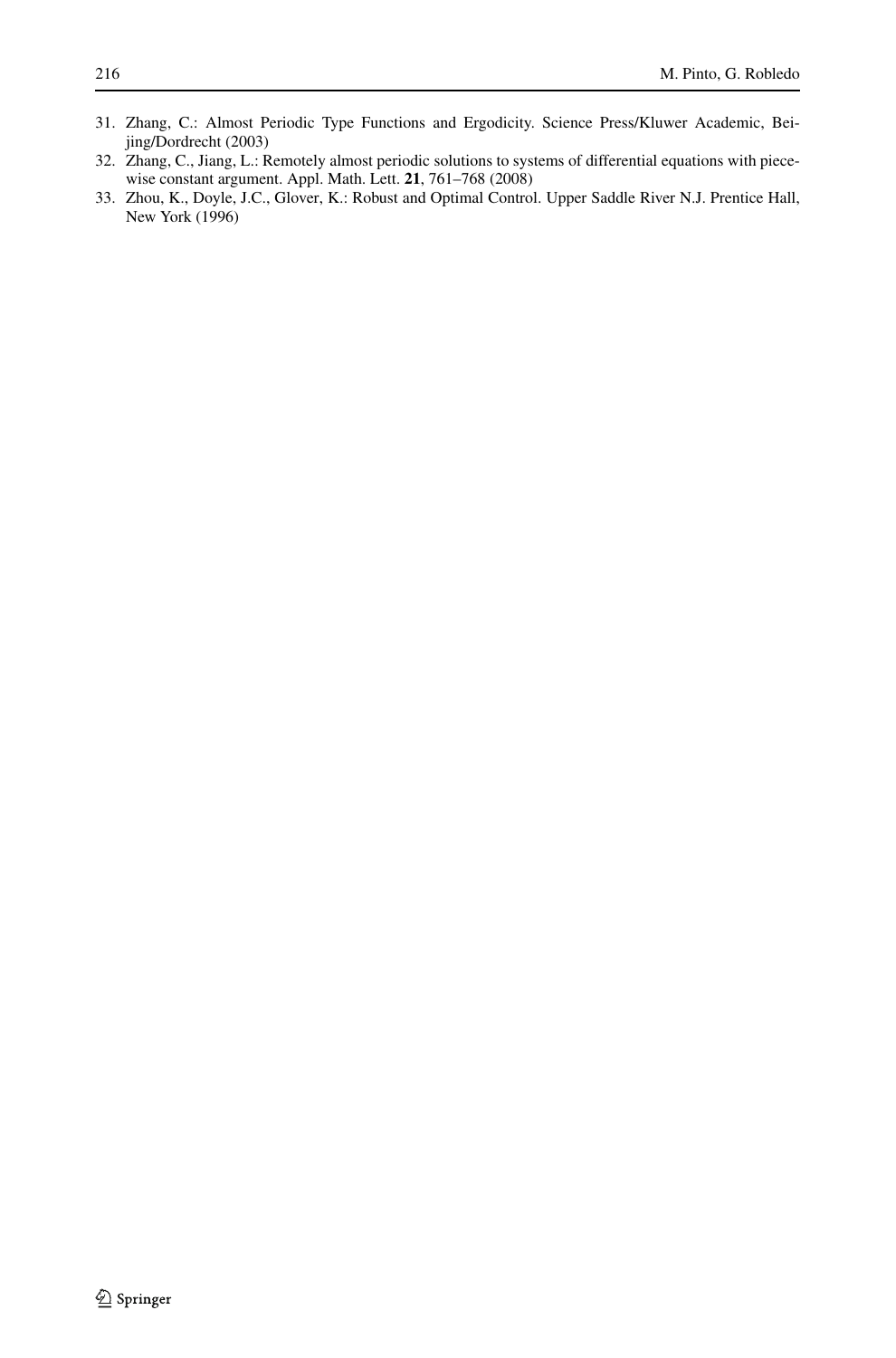31. Zhang, C.: Almost Periodic Type Functions and Ergodicity. Science Press/Kluwer Academic, Beijing/Dordrecht (2003)
32. Zhang, C., Jiang, L.: Remotely almost periodic solutions to systems of differential equations with piecewise constant argument. Appl. Math. Lett. **21**, 761–768 (2008)
33. Zhou, K., Doyle, J.C., Glover, K.: Robust and Optimal Control. Upper Saddle River N.J. Prentice Hall, New York (1996)